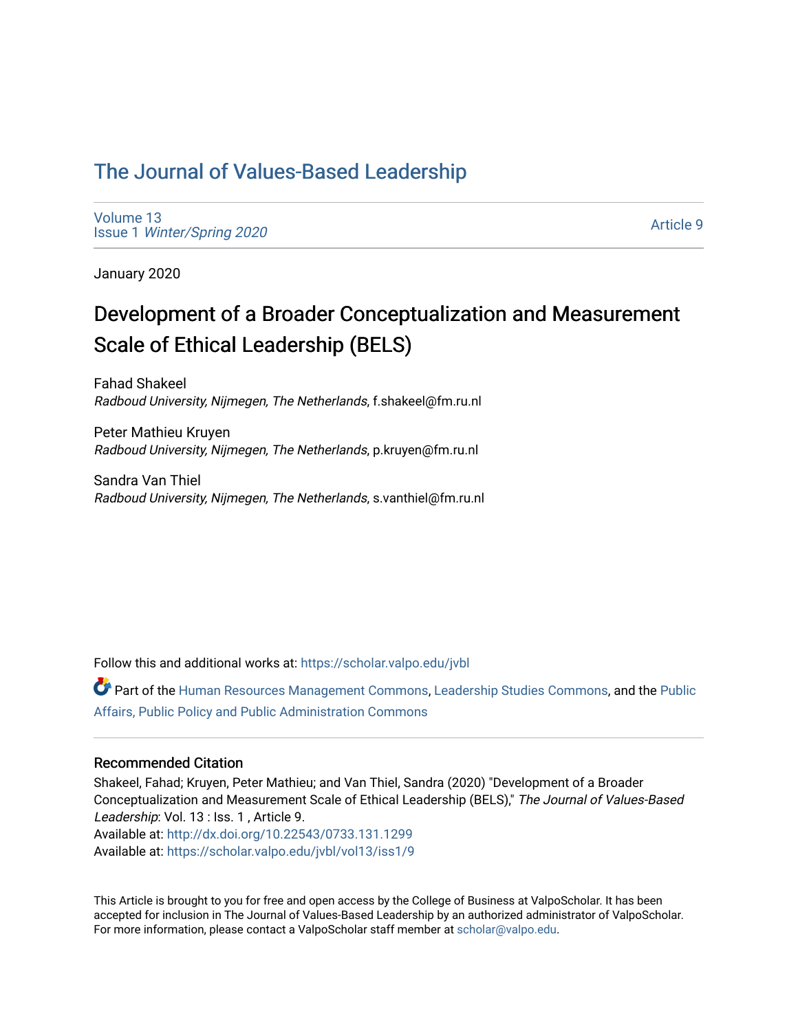# The Journal of Values-Based Leadership

Volume 13
Issue 1 *Winter/Spring 2020*

Article 9

January 2020

## Development of a Broader Conceptualization and Measurement Scale of Ethical Leadership (BELS)

Fahad Shakeel
*Radboud University, Nijmegen, The Netherlands*, f.shakeel@fm.ru.nl

Peter Mathieu Kruyen
*Radboud University, Nijmegen, The Netherlands*, p.kruyen@fm.ru.nl

Sandra Van Thiel
*Radboud University, Nijmegen, The Netherlands*, s.vanthiel@fm.ru.nl

Follow this and additional works at: https://scholar.valpo.edu/jvbl

Part of the Human Resources Management Commons, Leadership Studies Commons, and the Public Affairs, Public Policy and Public Administration Commons

### Recommended Citation

Shakeel, Fahad; Kruyen, Peter Mathieu; and Van Thiel, Sandra (2020) "Development of a Broader Conceptualization and Measurement Scale of Ethical Leadership (BELS)," *The Journal of Values-Based Leadership*: Vol. 13 : Iss. 1 , Article 9.
Available at: http://dx.doi.org/10.22543/0733.131.1299
Available at: https://scholar.valpo.edu/jvbl/vol13/iss1/9

This Article is brought to you for free and open access by the College of Business at ValpoScholar. It has been accepted for inclusion in The Journal of Values-Based Leadership by an authorized administrator of ValpoScholar. For more information, please contact a ValpoScholar staff member at scholar@valpo.edu.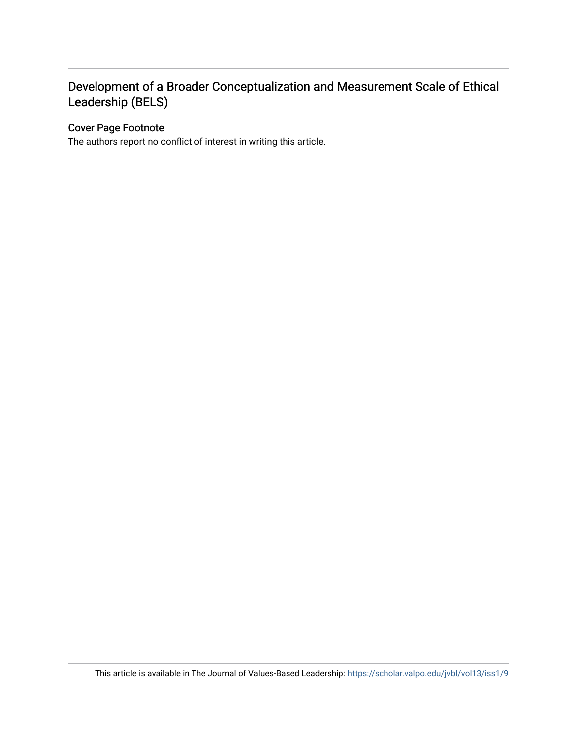# Development of a Broader Conceptualization and Measurement Scale of Ethical Leadership (BELS)

## Cover Page Footnote

The authors report no conflict of interest in writing this article.

This article is available in The Journal of Values-Based Leadership: https://scholar.valpo.edu/jvbl/vol13/iss1/9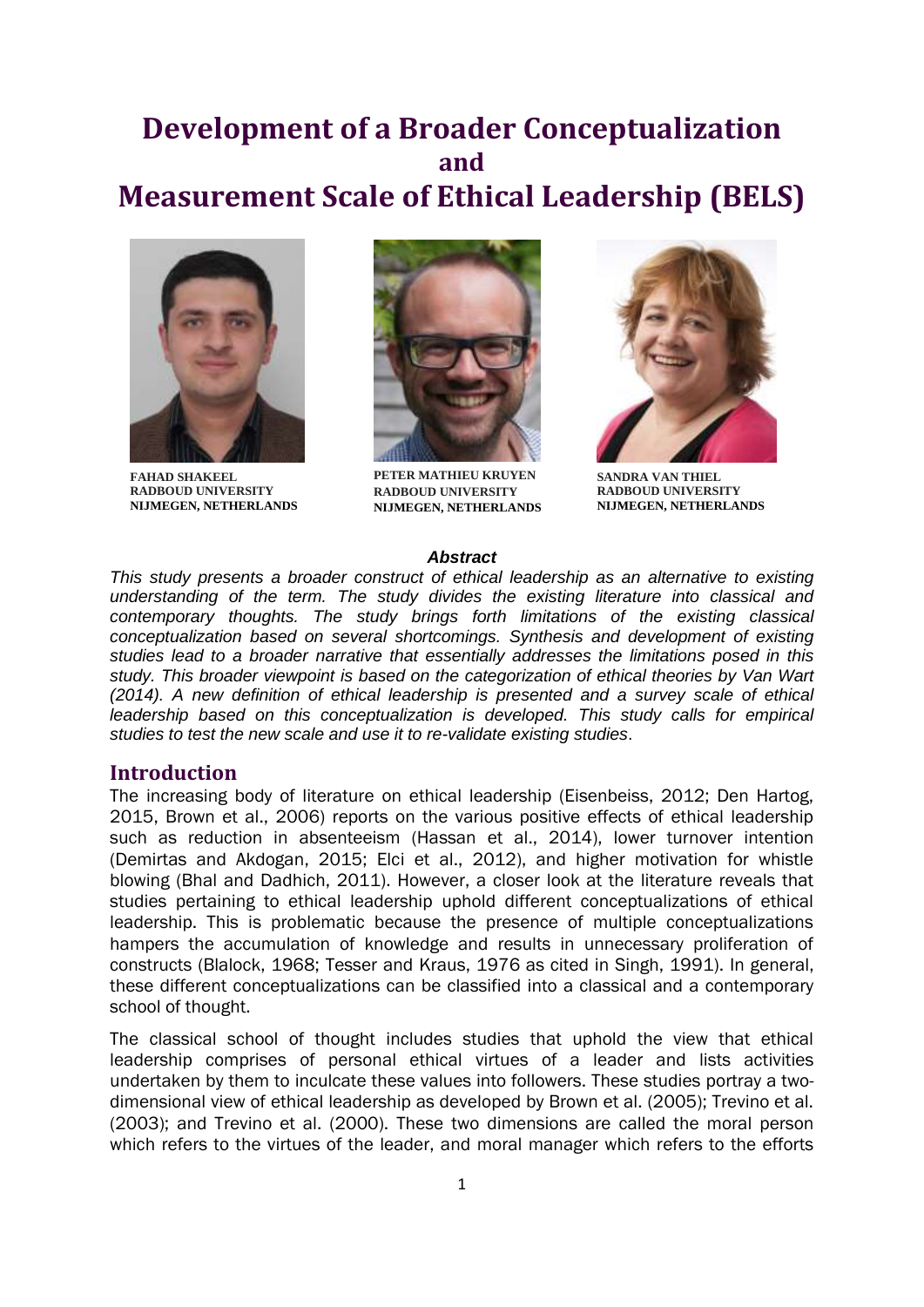# Development of a Broader Conceptualization and Measurement Scale of Ethical Leadership (BELS)

**FAHAD SHAKEEL**
**RADBOUD UNIVERSITY**
**NIJMEGEN, NETHERLANDS**

**PETER MATHIEU KRUYEN**
**RADBOUD UNIVERSITY**
**NIJMEGEN, NETHERLANDS**

**SANDRA VAN THIEL**
**RADBOUD UNIVERSITY**
**NIJMEGEN, NETHERLANDS**

***Abstract***

*This study presents a broader construct of ethical leadership as an alternative to existing understanding of the term. The study divides the existing literature into classical and contemporary thoughts. The study brings forth limitations of the existing classical conceptualization based on several shortcomings. Synthesis and development of existing studies lead to a broader narrative that essentially addresses the limitations posed in this study. This broader viewpoint is based on the categorization of ethical theories by Van Wart (2014). A new definition of ethical leadership is presented and a survey scale of ethical leadership based on this conceptualization is developed. This study calls for empirical studies to test the new scale and use it to re-validate existing studies*.

## Introduction

The increasing body of literature on ethical leadership (Eisenbeiss, 2012; Den Hartog, 2015, Brown et al., 2006) reports on the various positive effects of ethical leadership such as reduction in absenteeism (Hassan et al., 2014), lower turnover intention (Demirtas and Akdogan, 2015; Elci et al., 2012), and higher motivation for whistle blowing (Bhal and Dadhich, 2011). However, a closer look at the literature reveals that studies pertaining to ethical leadership uphold different conceptualizations of ethical leadership. This is problematic because the presence of multiple conceptualizations hampers the accumulation of knowledge and results in unnecessary proliferation of constructs (Blalock, 1968; Tesser and Kraus, 1976 as cited in Singh, 1991). In general, these different conceptualizations can be classified into a classical and a contemporary school of thought.

The classical school of thought includes studies that uphold the view that ethical leadership comprises of personal ethical virtues of a leader and lists activities undertaken by them to inculcate these values into followers. These studies portray a two-dimensional view of ethical leadership as developed by Brown et al. (2005); Trevino et al. (2003); and Trevino et al. (2000). These two dimensions are called the moral person which refers to the virtues of the leader, and moral manager which refers to the efforts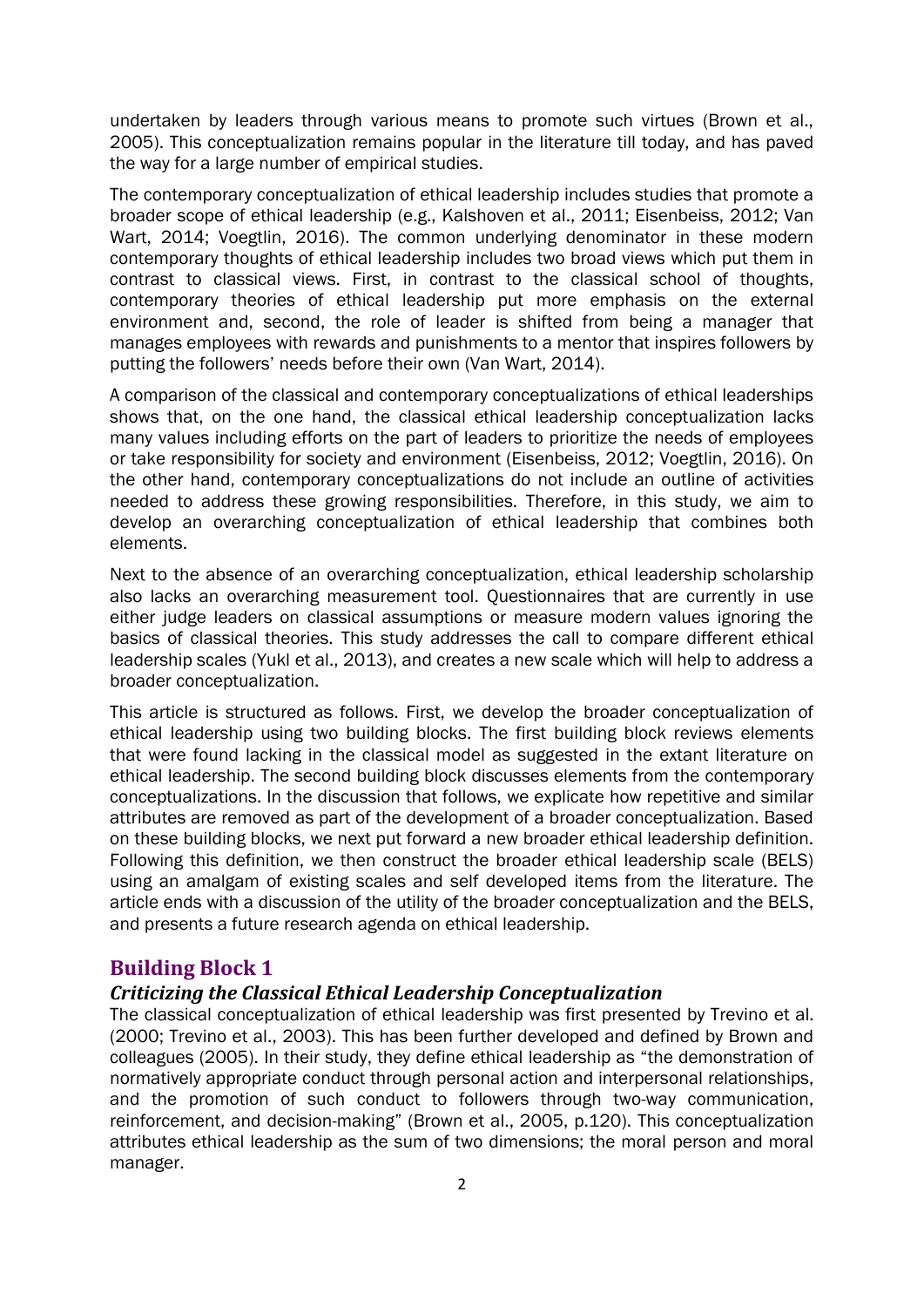undertaken by leaders through various means to promote such virtues (Brown et al., 2005). This conceptualization remains popular in the literature till today, and has paved the way for a large number of empirical studies.

The contemporary conceptualization of ethical leadership includes studies that promote a broader scope of ethical leadership (e.g., Kalshoven et al., 2011; Eisenbeiss, 2012; Van Wart, 2014; Voegtlin, 2016). The common underlying denominator in these modern contemporary thoughts of ethical leadership includes two broad views which put them in contrast to classical views. First, in contrast to the classical school of thoughts, contemporary theories of ethical leadership put more emphasis on the external environment and, second, the role of leader is shifted from being a manager that manages employees with rewards and punishments to a mentor that inspires followers by putting the followers' needs before their own (Van Wart, 2014).

A comparison of the classical and contemporary conceptualizations of ethical leaderships shows that, on the one hand, the classical ethical leadership conceptualization lacks many values including efforts on the part of leaders to prioritize the needs of employees or take responsibility for society and environment (Eisenbeiss, 2012; Voegtlin, 2016). On the other hand, contemporary conceptualizations do not include an outline of activities needed to address these growing responsibilities. Therefore, in this study, we aim to develop an overarching conceptualization of ethical leadership that combines both elements.

Next to the absence of an overarching conceptualization, ethical leadership scholarship also lacks an overarching measurement tool. Questionnaires that are currently in use either judge leaders on classical assumptions or measure modern values ignoring the basics of classical theories. This study addresses the call to compare different ethical leadership scales (Yukl et al., 2013), and creates a new scale which will help to address a broader conceptualization.

This article is structured as follows. First, we develop the broader conceptualization of ethical leadership using two building blocks. The first building block reviews elements that were found lacking in the classical model as suggested in the extant literature on ethical leadership. The second building block discusses elements from the contemporary conceptualizations. In the discussion that follows, we explicate how repetitive and similar attributes are removed as part of the development of a broader conceptualization. Based on these building blocks, we next put forward a new broader ethical leadership definition. Following this definition, we then construct the broader ethical leadership scale (BELS) using an amalgam of existing scales and self developed items from the literature. The article ends with a discussion of the utility of the broader conceptualization and the BELS, and presents a future research agenda on ethical leadership.

## Building Block 1

### *Criticizing the Classical Ethical Leadership Conceptualization*

The classical conceptualization of ethical leadership was first presented by Trevino et al. (2000; Trevino et al., 2003). This has been further developed and defined by Brown and colleagues (2005). In their study, they define ethical leadership as "the demonstration of normatively appropriate conduct through personal action and interpersonal relationships, and the promotion of such conduct to followers through two-way communication, reinforcement, and decision-making" (Brown et al., 2005, p.120). This conceptualization attributes ethical leadership as the sum of two dimensions; the moral person and moral manager.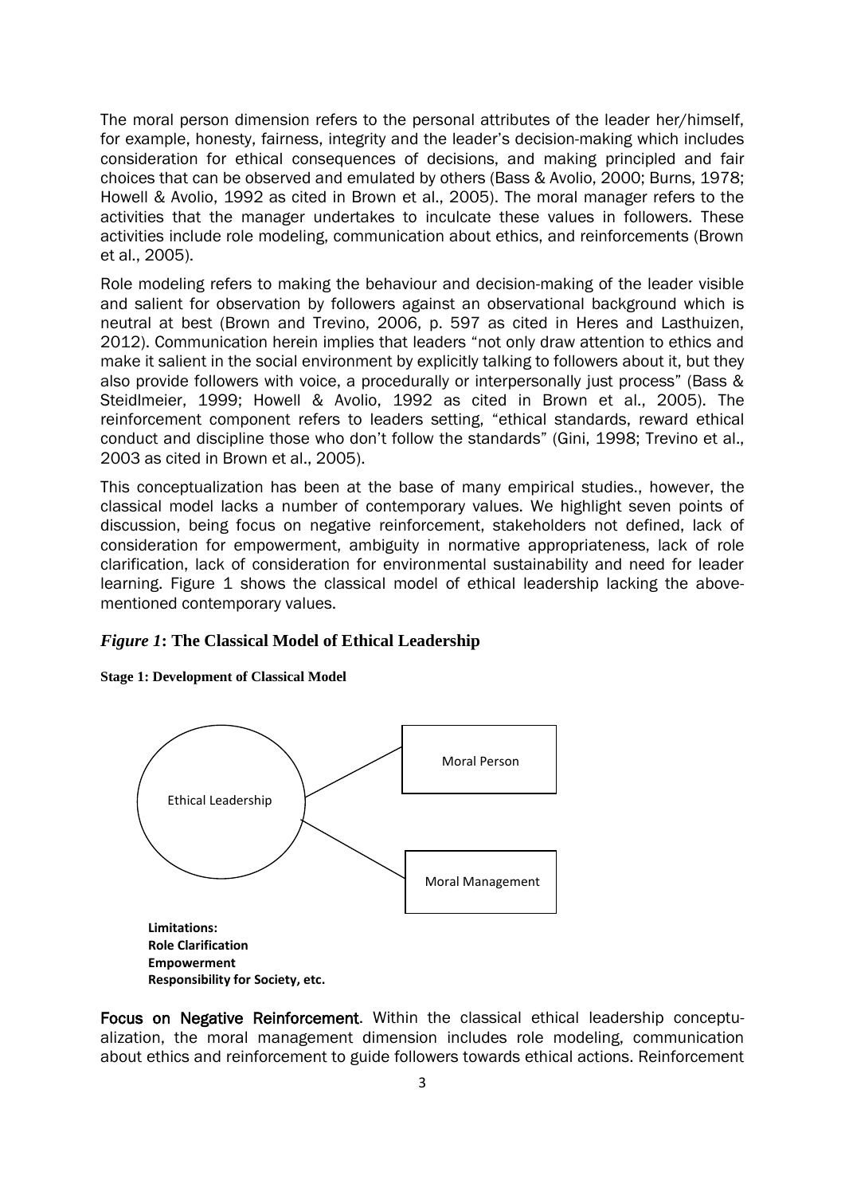The moral person dimension refers to the personal attributes of the leader her/himself, for example, honesty, fairness, integrity and the leader's decision-making which includes consideration for ethical consequences of decisions, and making principled and fair choices that can be observed and emulated by others (Bass & Avolio, 2000; Burns, 1978; Howell & Avolio, 1992 as cited in Brown et al., 2005). The moral manager refers to the activities that the manager undertakes to inculcate these values in followers. These activities include role modeling, communication about ethics, and reinforcements (Brown et al., 2005).

Role modeling refers to making the behaviour and decision-making of the leader visible and salient for observation by followers against an observational background which is neutral at best (Brown and Trevino, 2006, p. 597 as cited in Heres and Lasthuizen, 2012). Communication herein implies that leaders "not only draw attention to ethics and make it salient in the social environment by explicitly talking to followers about it, but they also provide followers with voice, a procedurally or interpersonally just process" (Bass & Steidlmeier, 1999; Howell & Avolio, 1992 as cited in Brown et al., 2005). The reinforcement component refers to leaders setting, "ethical standards, reward ethical conduct and discipline those who don't follow the standards" (Gini, 1998; Trevino et al., 2003 as cited in Brown et al., 2005).

This conceptualization has been at the base of many empirical studies., however, the classical model lacks a number of contemporary values. We highlight seven points of discussion, being focus on negative reinforcement, stakeholders not defined, lack of consideration for empowerment, ambiguity in normative appropriateness, lack of role clarification, lack of consideration for environmental sustainability and need for leader learning. Figure 1 shows the classical model of ethical leadership lacking the above-mentioned contemporary values.

***Figure 1*: The Classical Model of Ethical Leadership**

**Stage 1: Development of Classical Model**

Ethical Leadership

Moral Person

Moral Management

**Limitations:**
**Role Clarification**
**Empowerment**
**Responsibility for Society, etc.**

**Focus on Negative Reinforcement**. Within the classical ethical leadership conceptualization, the moral management dimension includes role modeling, communication about ethics and reinforcement to guide followers towards ethical actions. Reinforcement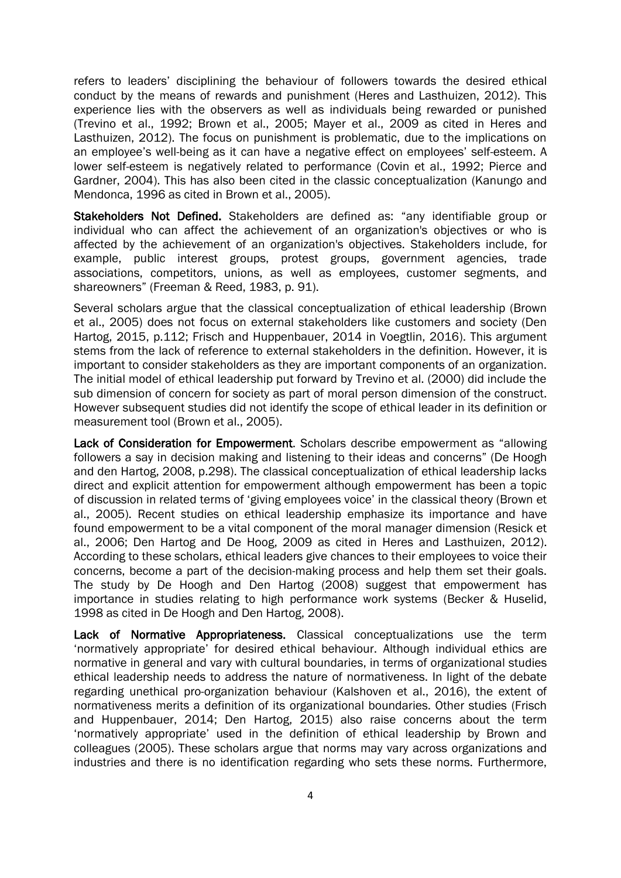refers to leaders' disciplining the behaviour of followers towards the desired ethical conduct by the means of rewards and punishment (Heres and Lasthuizen, 2012). This experience lies with the observers as well as individuals being rewarded or punished (Trevino et al., 1992; Brown et al., 2005; Mayer et al., 2009 as cited in Heres and Lasthuizen, 2012). The focus on punishment is problematic, due to the implications on an employee's well-being as it can have a negative effect on employees' self-esteem. A lower self-esteem is negatively related to performance (Covin et al., 1992; Pierce and Gardner, 2004). This has also been cited in the classic conceptualization (Kanungo and Mendonca, 1996 as cited in Brown et al., 2005).

**Stakeholders Not Defined.** Stakeholders are defined as: "any identifiable group or individual who can affect the achievement of an organization's objectives or who is affected by the achievement of an organization's objectives. Stakeholders include, for example, public interest groups, protest groups, government agencies, trade associations, competitors, unions, as well as employees, customer segments, and shareowners" (Freeman & Reed, 1983, p. 91).

Several scholars argue that the classical conceptualization of ethical leadership (Brown et al., 2005) does not focus on external stakeholders like customers and society (Den Hartog, 2015, p.112; Frisch and Huppenbauer, 2014 in Voegtlin, 2016). This argument stems from the lack of reference to external stakeholders in the definition. However, it is important to consider stakeholders as they are important components of an organization. The initial model of ethical leadership put forward by Trevino et al. (2000) did include the sub dimension of concern for society as part of moral person dimension of the construct. However subsequent studies did not identify the scope of ethical leader in its definition or measurement tool (Brown et al., 2005).

**Lack of Consideration for Empowerment.** Scholars describe empowerment as "allowing followers a say in decision making and listening to their ideas and concerns" (De Hoogh and den Hartog, 2008, p.298). The classical conceptualization of ethical leadership lacks direct and explicit attention for empowerment although empowerment has been a topic of discussion in related terms of 'giving employees voice' in the classical theory (Brown et al., 2005). Recent studies on ethical leadership emphasize its importance and have found empowerment to be a vital component of the moral manager dimension (Resick et al., 2006; Den Hartog and De Hoog, 2009 as cited in Heres and Lasthuizen, 2012). According to these scholars, ethical leaders give chances to their employees to voice their concerns, become a part of the decision-making process and help them set their goals. The study by De Hoogh and Den Hartog (2008) suggest that empowerment has importance in studies relating to high performance work systems (Becker & Huselid, 1998 as cited in De Hoogh and Den Hartog, 2008).

**Lack of Normative Appropriateness.** Classical conceptualizations use the term 'normatively appropriate' for desired ethical behaviour. Although individual ethics are normative in general and vary with cultural boundaries, in terms of organizational studies ethical leadership needs to address the nature of normativeness. In light of the debate regarding unethical pro-organization behaviour (Kalshoven et al., 2016), the extent of normativeness merits a definition of its organizational boundaries. Other studies (Frisch and Huppenbauer, 2014; Den Hartog, 2015) also raise concerns about the term 'normatively appropriate' used in the definition of ethical leadership by Brown and colleagues (2005). These scholars argue that norms may vary across organizations and industries and there is no identification regarding who sets these norms. Furthermore,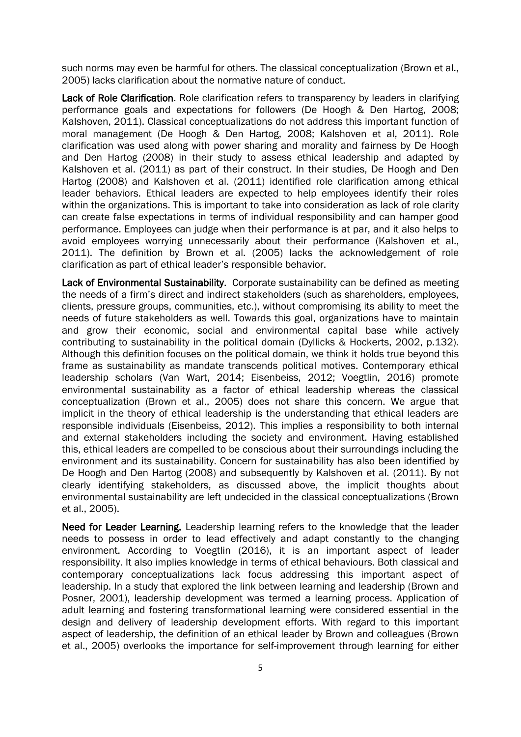such norms may even be harmful for others. The classical conceptualization (Brown et al., 2005) lacks clarification about the normative nature of conduct.

**Lack of Role Clarification**. Role clarification refers to transparency by leaders in clarifying performance goals and expectations for followers (De Hoogh & Den Hartog, 2008; Kalshoven, 2011). Classical conceptualizations do not address this important function of moral management (De Hoogh & Den Hartog, 2008; Kalshoven et al, 2011). Role clarification was used along with power sharing and morality and fairness by De Hoogh and Den Hartog (2008) in their study to assess ethical leadership and adapted by Kalshoven et al. (2011) as part of their construct. In their studies, De Hoogh and Den Hartog (2008) and Kalshoven et al. (2011) identified role clarification among ethical leader behaviors. Ethical leaders are expected to help employees identify their roles within the organizations. This is important to take into consideration as lack of role clarity can create false expectations in terms of individual responsibility and can hamper good performance. Employees can judge when their performance is at par, and it also helps to avoid employees worrying unnecessarily about their performance (Kalshoven et al., 2011). The definition by Brown et al. (2005) lacks the acknowledgement of role clarification as part of ethical leader's responsible behavior.

**Lack of Environmental Sustainability**. Corporate sustainability can be defined as meeting the needs of a firm's direct and indirect stakeholders (such as shareholders, employees, clients, pressure groups, communities, etc.), without compromising its ability to meet the needs of future stakeholders as well. Towards this goal, organizations have to maintain and grow their economic, social and environmental capital base while actively contributing to sustainability in the political domain (Dyllicks & Hockerts, 2002, p.132). Although this definition focuses on the political domain, we think it holds true beyond this frame as sustainability as mandate transcends political motives. Contemporary ethical leadership scholars (Van Wart, 2014; Eisenbeiss, 2012; Voegtlin, 2016) promote environmental sustainability as a factor of ethical leadership whereas the classical conceptualization (Brown et al., 2005) does not share this concern. We argue that implicit in the theory of ethical leadership is the understanding that ethical leaders are responsible individuals (Eisenbeiss, 2012). This implies a responsibility to both internal and external stakeholders including the society and environment. Having established this, ethical leaders are compelled to be conscious about their surroundings including the environment and its sustainability. Concern for sustainability has also been identified by De Hoogh and Den Hartog (2008) and subsequently by Kalshoven et al. (2011). By not clearly identifying stakeholders, as discussed above, the implicit thoughts about environmental sustainability are left undecided in the classical conceptualizations (Brown et al., 2005).

**Need for Leader Learning.** Leadership learning refers to the knowledge that the leader needs to possess in order to lead effectively and adapt constantly to the changing environment. According to Voegtlin (2016), it is an important aspect of leader responsibility. It also implies knowledge in terms of ethical behaviours. Both classical and contemporary conceptualizations lack focus addressing this important aspect of leadership. In a study that explored the link between learning and leadership (Brown and Posner, 2001), leadership development was termed a learning process. Application of adult learning and fostering transformational learning were considered essential in the design and delivery of leadership development efforts. With regard to this important aspect of leadership, the definition of an ethical leader by Brown and colleagues (Brown et al., 2005) overlooks the importance for self-improvement through learning for either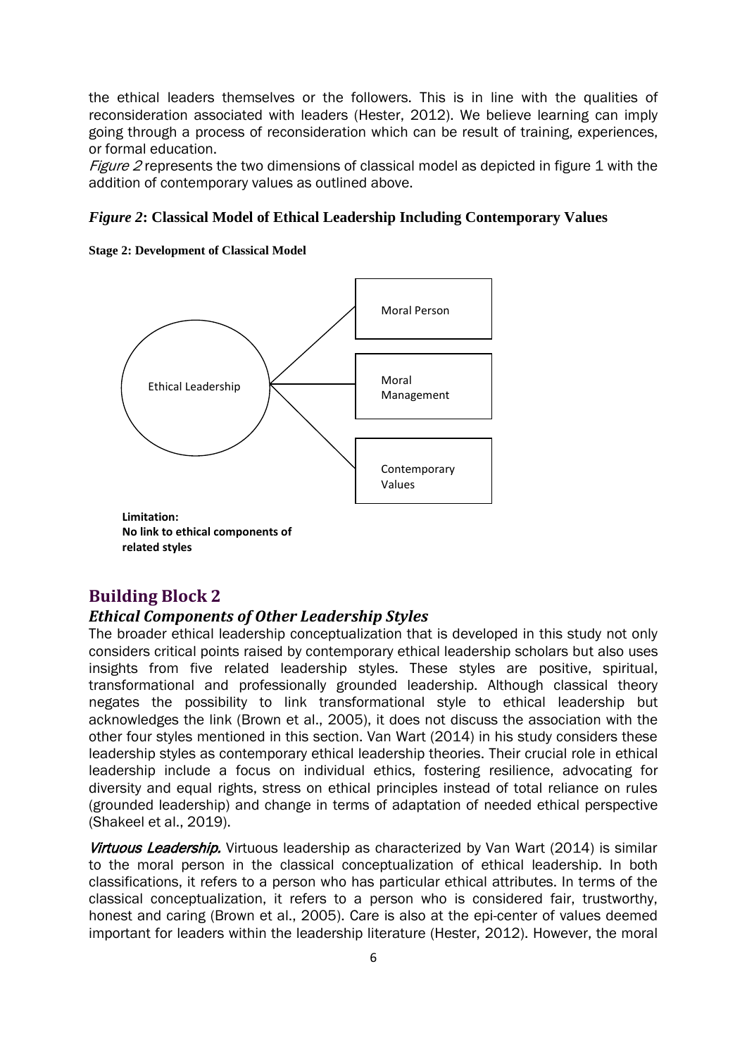the ethical leaders themselves or the followers. This is in line with the qualities of reconsideration associated with leaders (Hester, 2012). We believe learning can imply going through a process of reconsideration which can be result of training, experiences, or formal education.

*Figure 2* represents the two dimensions of classical model as depicted in figure 1 with the addition of contemporary values as outlined above.

***Figure 2*: Classical Model of Ethical Leadership Including Contemporary Values**

**Stage 2: Development of Classical Model**

Ethical Leadership

Moral Person

Moral Management

Contemporary Values

**Limitation:**
**No link to ethical components of related styles**

## Building Block 2

### *Ethical Components of Other Leadership Styles*

The broader ethical leadership conceptualization that is developed in this study not only considers critical points raised by contemporary ethical leadership scholars but also uses insights from five related leadership styles. These styles are positive, spiritual, transformational and professionally grounded leadership. Although classical theory negates the possibility to link transformational style to ethical leadership but acknowledges the link (Brown et al., 2005), it does not discuss the association with the other four styles mentioned in this section. Van Wart (2014) in his study considers these leadership styles as contemporary ethical leadership theories. Their crucial role in ethical leadership include a focus on individual ethics, fostering resilience, advocating for diversity and equal rights, stress on ethical principles instead of total reliance on rules (grounded leadership) and change in terms of adaptation of needed ethical perspective (Shakeel et al., 2019).

***Virtuous Leadership.*** Virtuous leadership as characterized by Van Wart (2014) is similar to the moral person in the classical conceptualization of ethical leadership. In both classifications, it refers to a person who has particular ethical attributes. In terms of the classical conceptualization, it refers to a person who is considered fair, trustworthy, honest and caring (Brown et al., 2005). Care is also at the epi-center of values deemed important for leaders within the leadership literature (Hester, 2012). However, the moral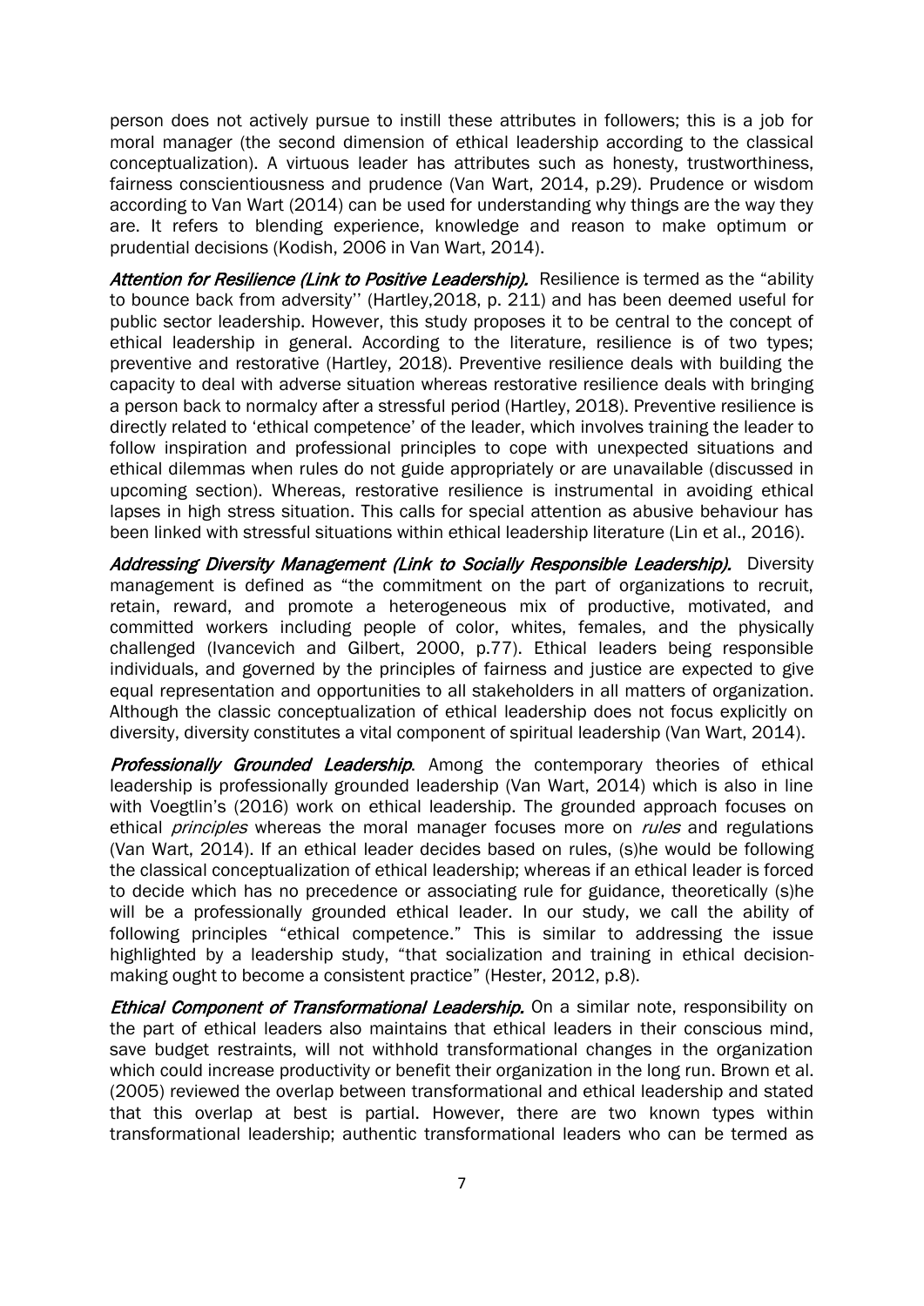person does not actively pursue to instill these attributes in followers; this is a job for moral manager (the second dimension of ethical leadership according to the classical conceptualization). A virtuous leader has attributes such as honesty, trustworthiness, fairness conscientiousness and prudence (Van Wart, 2014, p.29). Prudence or wisdom according to Van Wart (2014) can be used for understanding why things are the way they are. It refers to blending experience, knowledge and reason to make optimum or prudential decisions (Kodish, 2006 in Van Wart, 2014).

***Attention for Resilience (Link to Positive Leadership).*** Resilience is termed as the "ability to bounce back from adversity'' (Hartley,2018, p. 211) and has been deemed useful for public sector leadership. However, this study proposes it to be central to the concept of ethical leadership in general. According to the literature, resilience is of two types; preventive and restorative (Hartley, 2018). Preventive resilience deals with building the capacity to deal with adverse situation whereas restorative resilience deals with bringing a person back to normalcy after a stressful period (Hartley, 2018). Preventive resilience is directly related to 'ethical competence' of the leader, which involves training the leader to follow inspiration and professional principles to cope with unexpected situations and ethical dilemmas when rules do not guide appropriately or are unavailable (discussed in upcoming section). Whereas, restorative resilience is instrumental in avoiding ethical lapses in high stress situation. This calls for special attention as abusive behaviour has been linked with stressful situations within ethical leadership literature (Lin et al., 2016).

***Addressing Diversity Management (Link to Socially Responsible Leadership).*** Diversity management is defined as "the commitment on the part of organizations to recruit, retain, reward, and promote a heterogeneous mix of productive, motivated, and committed workers including people of color, whites, females, and the physically challenged (Ivancevich and Gilbert, 2000, p.77). Ethical leaders being responsible individuals, and governed by the principles of fairness and justice are expected to give equal representation and opportunities to all stakeholders in all matters of organization. Although the classic conceptualization of ethical leadership does not focus explicitly on diversity, diversity constitutes a vital component of spiritual leadership (Van Wart, 2014).

***Professionally Grounded Leadership*.** Among the contemporary theories of ethical leadership is professionally grounded leadership (Van Wart, 2014) which is also in line with Voegtlin's (2016) work on ethical leadership. The grounded approach focuses on ethical *principles* whereas the moral manager focuses more on *rules* and regulations (Van Wart, 2014). If an ethical leader decides based on rules, (s)he would be following the classical conceptualization of ethical leadership; whereas if an ethical leader is forced to decide which has no precedence or associating rule for guidance, theoretically (s)he will be a professionally grounded ethical leader. In our study, we call the ability of following principles "ethical competence." This is similar to addressing the issue highlighted by a leadership study, "that socialization and training in ethical decision-making ought to become a consistent practice" (Hester, 2012, p.8).

***Ethical Component of Transformational Leadership.*** On a similar note, responsibility on the part of ethical leaders also maintains that ethical leaders in their conscious mind, save budget restraints, will not withhold transformational changes in the organization which could increase productivity or benefit their organization in the long run. Brown et al. (2005) reviewed the overlap between transformational and ethical leadership and stated that this overlap at best is partial. However, there are two known types within transformational leadership; authentic transformational leaders who can be termed as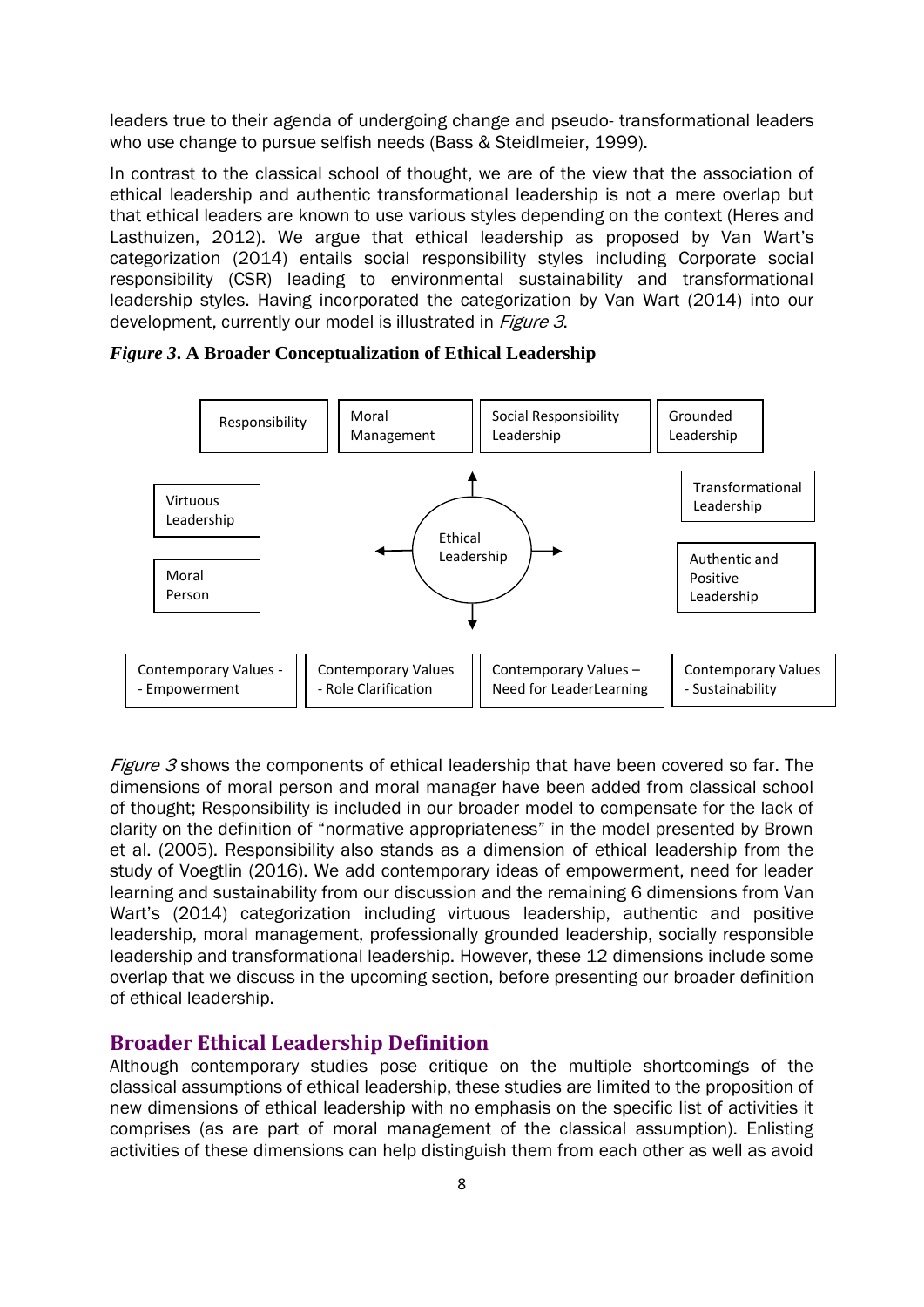leaders true to their agenda of undergoing change and pseudo- transformational leaders who use change to pursue selfish needs (Bass & Steidlmeier, 1999).

In contrast to the classical school of thought, we are of the view that the association of ethical leadership and authentic transformational leadership is not a mere overlap but that ethical leaders are known to use various styles depending on the context (Heres and Lasthuizen, 2012). We argue that ethical leadership as proposed by Van Wart's categorization (2014) entails social responsibility styles including Corporate social responsibility (CSR) leading to environmental sustainability and transformational leadership styles. Having incorporated the categorization by Van Wart (2014) into our development, currently our model is illustrated in *Figure 3*.

***Figure 3*. A Broader Conceptualization of Ethical Leadership**

Responsibility

Moral Management

Social Responsibility Leadership

Grounded Leadership

Virtuous Leadership

Transformational Leadership

Ethical Leadership

Moral Person

Authentic and Positive Leadership

Contemporary Values - - Empowerment

Contemporary Values - Role Clarification

Contemporary Values – Need for LeaderLearning

Contemporary Values - Sustainability

*Figure 3* shows the components of ethical leadership that have been covered so far. The dimensions of moral person and moral manager have been added from classical school of thought; Responsibility is included in our broader model to compensate for the lack of clarity on the definition of "normative appropriateness" in the model presented by Brown et al. (2005). Responsibility also stands as a dimension of ethical leadership from the study of Voegtlin (2016). We add contemporary ideas of empowerment, need for leader learning and sustainability from our discussion and the remaining 6 dimensions from Van Wart's (2014) categorization including virtuous leadership, authentic and positive leadership, moral management, professionally grounded leadership, socially responsible leadership and transformational leadership. However, these 12 dimensions include some overlap that we discuss in the upcoming section, before presenting our broader definition of ethical leadership.

## Broader Ethical Leadership Definition

Although contemporary studies pose critique on the multiple shortcomings of the classical assumptions of ethical leadership, these studies are limited to the proposition of new dimensions of ethical leadership with no emphasis on the specific list of activities it comprises (as are part of moral management of the classical assumption). Enlisting activities of these dimensions can help distinguish them from each other as well as avoid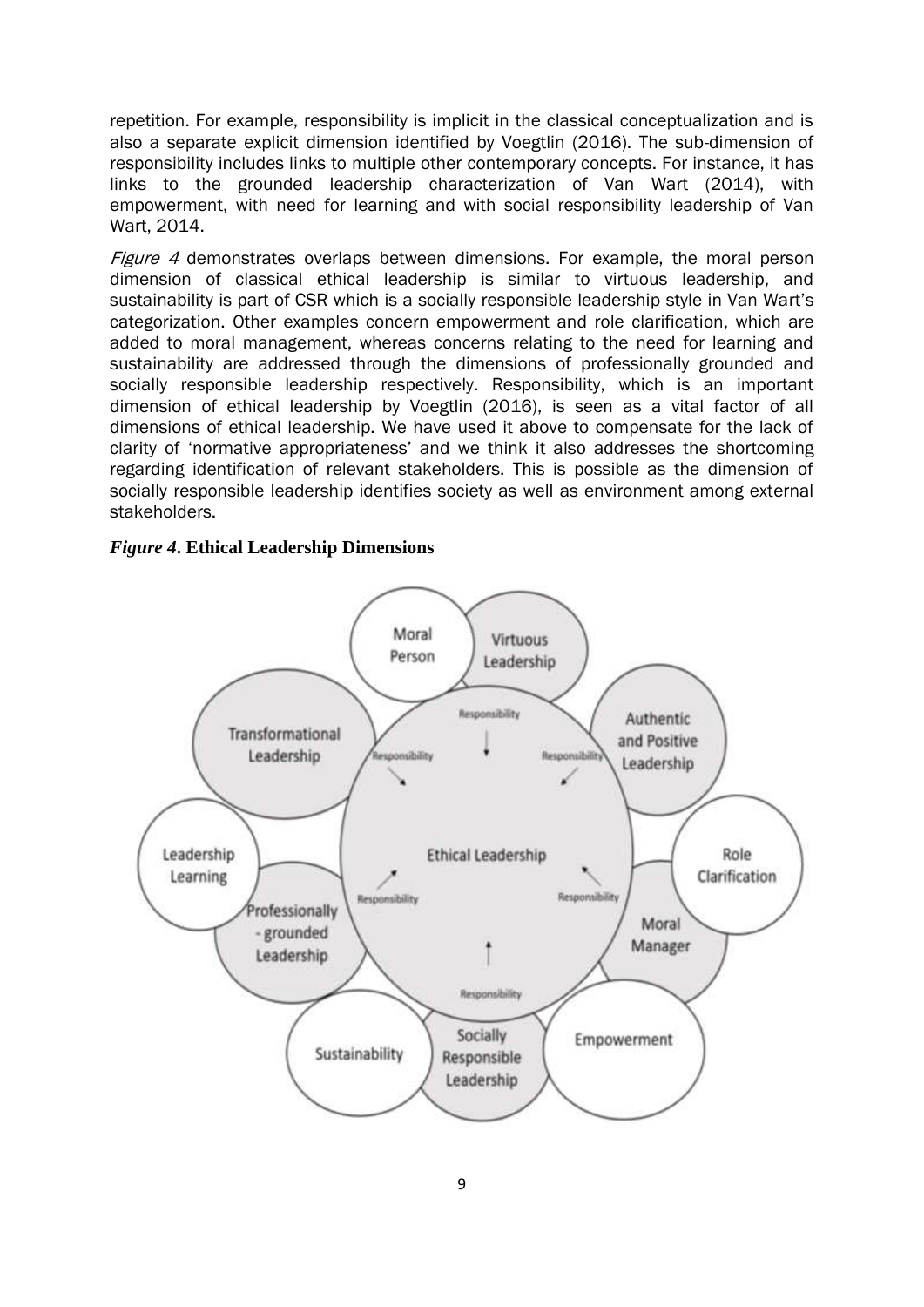repetition. For example, responsibility is implicit in the classical conceptualization and is also a separate explicit dimension identified by Voegtlin (2016). The sub-dimension of responsibility includes links to multiple other contemporary concepts. For instance, it has links to the grounded leadership characterization of Van Wart (2014), with empowerment, with need for learning and with social responsibility leadership of Van Wart, 2014.

*Figure 4* demonstrates overlaps between dimensions. For example, the moral person dimension of classical ethical leadership is similar to virtuous leadership, and sustainability is part of CSR which is a socially responsible leadership style in Van Wart's categorization. Other examples concern empowerment and role clarification, which are added to moral management, whereas concerns relating to the need for learning and sustainability are addressed through the dimensions of professionally grounded and socially responsible leadership respectively. Responsibility, which is an important dimension of ethical leadership by Voegtlin (2016), is seen as a vital factor of all dimensions of ethical leadership. We have used it above to compensate for the lack of clarity of 'normative appropriateness' and we think it also addresses the shortcoming regarding identification of relevant stakeholders. This is possible as the dimension of socially responsible leadership identifies society as well as environment among external stakeholders.

***Figure 4*. Ethical Leadership Dimensions**

Moral Person
Virtuous Leadership
Transformational Leadership
Authentic and Positive Leadership
Leadership Learning
Ethical Leadership
Role Clarification
Professionally - grounded Leadership
Moral Manager
Sustainability
Socially Responsible Leadership
Empowerment
Responsibility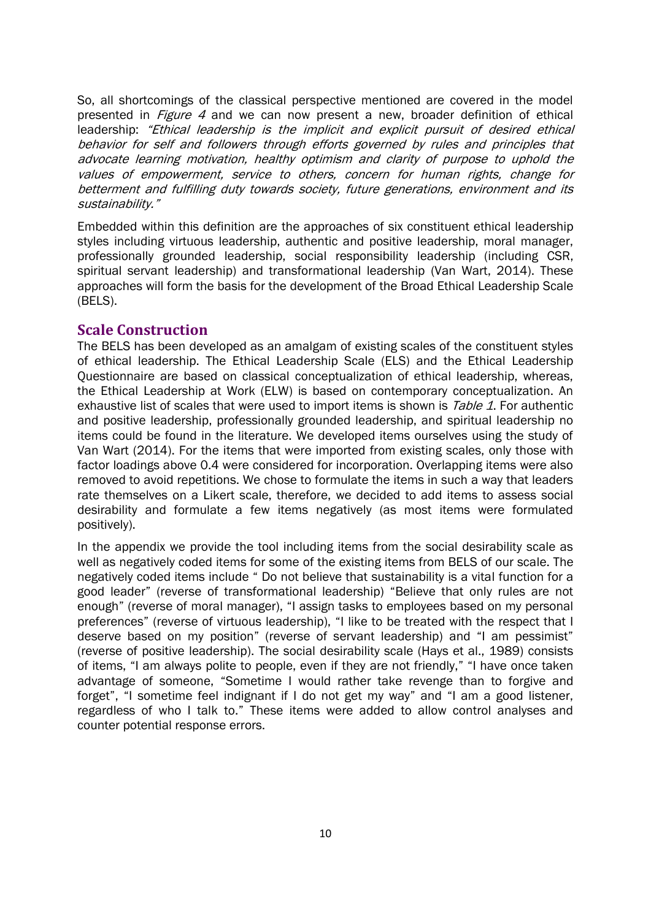So, all shortcomings of the classical perspective mentioned are covered in the model presented in *Figure 4* and we can now present a new, broader definition of ethical leadership: *"Ethical leadership is the implicit and explicit pursuit of desired ethical behavior for self and followers through efforts governed by rules and principles that advocate learning motivation, healthy optimism and clarity of purpose to uphold the values of empowerment, service to others, concern for human rights, change for betterment and fulfilling duty towards society, future generations, environment and its sustainability."*

Embedded within this definition are the approaches of six constituent ethical leadership styles including virtuous leadership, authentic and positive leadership, moral manager, professionally grounded leadership, social responsibility leadership (including CSR, spiritual servant leadership) and transformational leadership (Van Wart, 2014). These approaches will form the basis for the development of the Broad Ethical Leadership Scale (BELS).

## Scale Construction

The BELS has been developed as an amalgam of existing scales of the constituent styles of ethical leadership. The Ethical Leadership Scale (ELS) and the Ethical Leadership Questionnaire are based on classical conceptualization of ethical leadership, whereas, the Ethical Leadership at Work (ELW) is based on contemporary conceptualization. An exhaustive list of scales that were used to import items is shown is *Table 1*. For authentic and positive leadership, professionally grounded leadership, and spiritual leadership no items could be found in the literature. We developed items ourselves using the study of Van Wart (2014). For the items that were imported from existing scales, only those with factor loadings above 0.4 were considered for incorporation. Overlapping items were also removed to avoid repetitions. We chose to formulate the items in such a way that leaders rate themselves on a Likert scale, therefore, we decided to add items to assess social desirability and formulate a few items negatively (as most items were formulated positively).

In the appendix we provide the tool including items from the social desirability scale as well as negatively coded items for some of the existing items from BELS of our scale. The negatively coded items include " Do not believe that sustainability is a vital function for a good leader" (reverse of transformational leadership) "Believe that only rules are not enough" (reverse of moral manager), "I assign tasks to employees based on my personal preferences" (reverse of virtuous leadership), "I like to be treated with the respect that I deserve based on my position" (reverse of servant leadership) and "I am pessimist" (reverse of positive leadership). The social desirability scale (Hays et al., 1989) consists of items, "I am always polite to people, even if they are not friendly," "I have once taken advantage of someone, "Sometime I would rather take revenge than to forgive and forget", "I sometime feel indignant if I do not get my way" and "I am a good listener, regardless of who I talk to." These items were added to allow control analyses and counter potential response errors.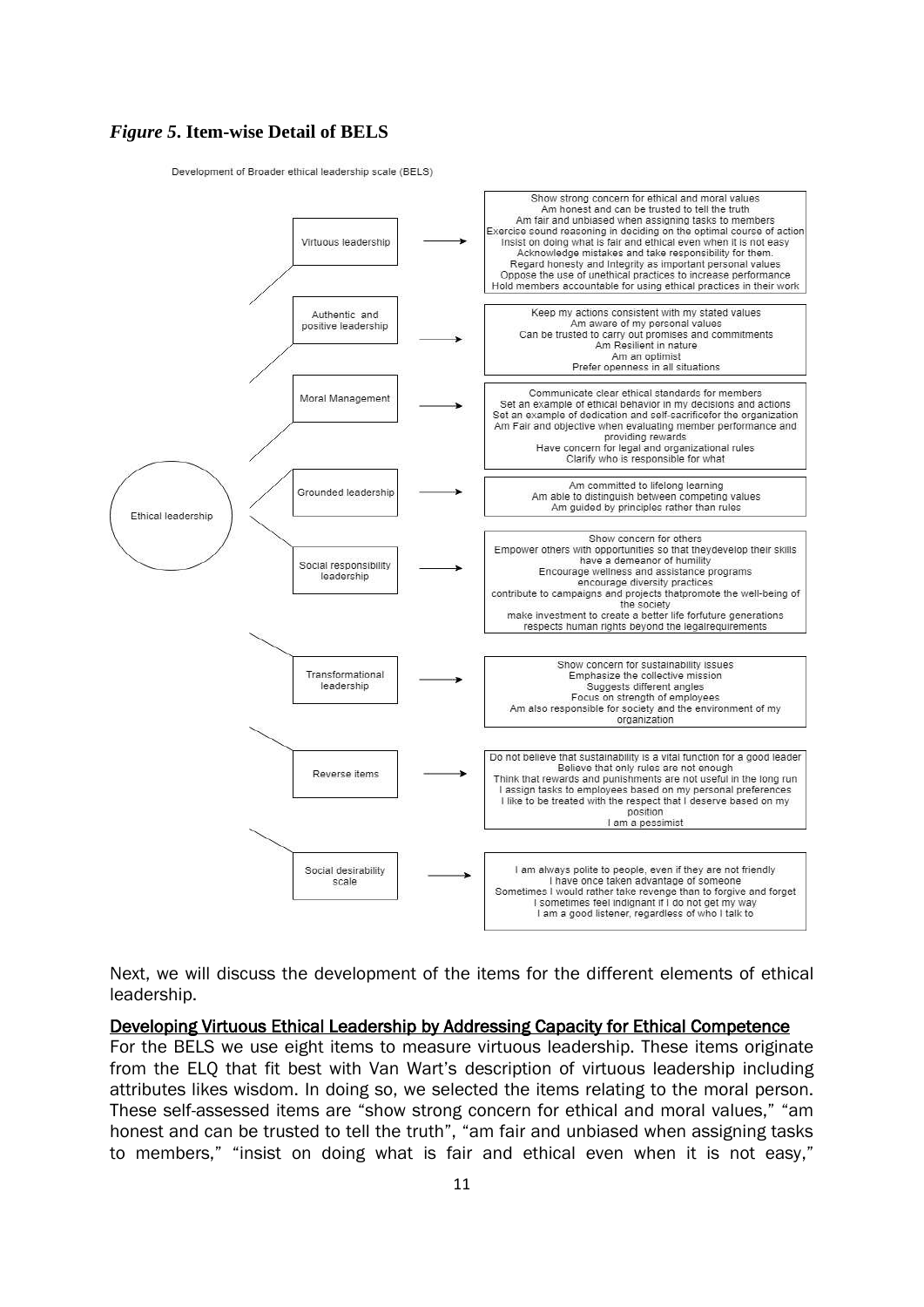*Figure 5*. **Item-wise Detail of BELS**

Development of Broader ethical leadership scale (BELS)

Ethical leadership

Virtuous leadership

Show strong concern for ethical and moral values
Am honest and can be trusted to tell the truth
Am fair and unbiased when assigning tasks to members
Exercise sound reasoning in deciding on the optimal course of action
Insist on doing what is fair and ethical even when it is not easy
Acknowledge mistakes and take responsibility for them.
Regard honesty and Integrity as important personal values
Oppose the use of unethical practices to increase performance
Hold members accountable for using ethical practices in their work

Authentic and positive leadership

Keep my actions consistent with my stated values
Am aware of my personal values
Can be trusted to carry out promises and commitments
Am Resilient in nature
Am an optimist
Prefer openness in all situations

Moral Management

Communicate clear ethical standards for members
Set an example of ethical behavior in my decisions and actions
Set an example of dedication and self-sacrificefor the organization
Am Fair and objective when evaluating member performance and providing rewards
Have concern for legal and organizational rules
Clarify who is responsible for what

Grounded leadership

Am committed to lifelong learning
Am able to distinguish between competing values
Am guided by principles rather than rules

Social responsibility leadership

Show concern for others
Empower others with opportunities so that theydevelop their skills
have a demeanor of humility
Encourage wellness and assistance programs
encourage diversity practices
contribute to campaigns and projects thatpromote the well-being of the society
make investment to create a better life forfuture generations
respects human rights beyond the legalrequirements

Transformational leadership

Show concern for sustainability issues
Emphasize the collective mission
Suggests different angles
Focus on strength of employees
Am also responsible for society and the environment of my organization

Reverse items

Do not believe that sustainability is a vital function for a good leader
Believe that only rules are not enough
Think that rewards and punishments are not useful in the long run
I assign tasks to employees based on my personal preferences
I like to be treated with the respect that I deserve based on my position
I am a pessimist

Social desirability scale

I am always polite to people, even if they are not friendly
I have once taken advantage of someone
Sometimes I would rather take revenge than to forgive and forget
I sometimes feel indignant if I do not get my way
I am a good listener, regardless of who I talk to

Next, we will discuss the development of the items for the different elements of ethical leadership.

## Developing Virtuous Ethical Leadership by Addressing Capacity for Ethical Competence

For the BELS we use eight items to measure virtuous leadership. These items originate from the ELQ that fit best with Van Wart's description of virtuous leadership including attributes likes wisdom. In doing so, we selected the items relating to the moral person. These self-assessed items are "show strong concern for ethical and moral values," "am honest and can be trusted to tell the truth", "am fair and unbiased when assigning tasks to members," "insist on doing what is fair and ethical even when it is not easy,"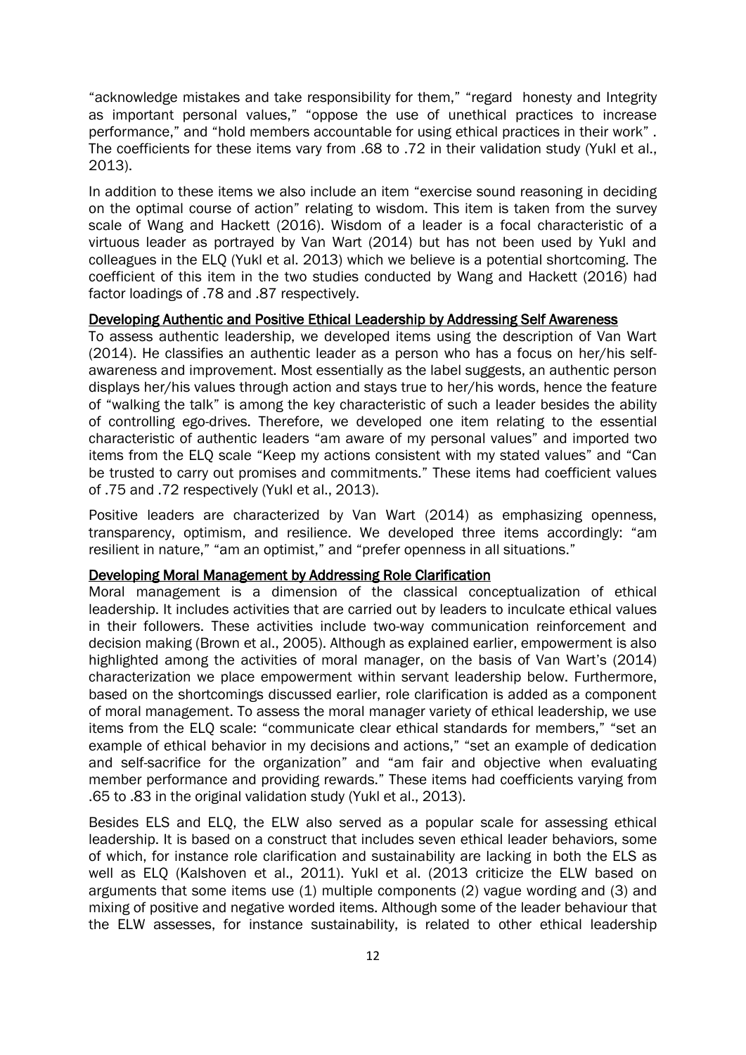"acknowledge mistakes and take responsibility for them," "regard honesty and Integrity as important personal values," "oppose the use of unethical practices to increase performance," and "hold members accountable for using ethical practices in their work" . The coefficients for these items vary from .68 to .72 in their validation study (Yukl et al., 2013).

In addition to these items we also include an item "exercise sound reasoning in deciding on the optimal course of action" relating to wisdom. This item is taken from the survey scale of Wang and Hackett (2016). Wisdom of a leader is a focal characteristic of a virtuous leader as portrayed by Van Wart (2014) but has not been used by Yukl and colleagues in the ELQ (Yukl et al. 2013) which we believe is a potential shortcoming. The coefficient of this item in the two studies conducted by Wang and Hackett (2016) had factor loadings of .78 and .87 respectively.

### Developing Authentic and Positive Ethical Leadership by Addressing Self Awareness

To assess authentic leadership, we developed items using the description of Van Wart (2014). He classifies an authentic leader as a person who has a focus on her/his self-awareness and improvement. Most essentially as the label suggests, an authentic person displays her/his values through action and stays true to her/his words, hence the feature of "walking the talk" is among the key characteristic of such a leader besides the ability of controlling ego-drives. Therefore, we developed one item relating to the essential characteristic of authentic leaders "am aware of my personal values" and imported two items from the ELQ scale "Keep my actions consistent with my stated values" and "Can be trusted to carry out promises and commitments." These items had coefficient values of .75 and .72 respectively (Yukl et al., 2013).

Positive leaders are characterized by Van Wart (2014) as emphasizing openness, transparency, optimism, and resilience. We developed three items accordingly: "am resilient in nature," "am an optimist," and "prefer openness in all situations."

### Developing Moral Management by Addressing Role Clarification

Moral management is a dimension of the classical conceptualization of ethical leadership. It includes activities that are carried out by leaders to inculcate ethical values in their followers. These activities include two-way communication reinforcement and decision making (Brown et al., 2005). Although as explained earlier, empowerment is also highlighted among the activities of moral manager, on the basis of Van Wart's (2014) characterization we place empowerment within servant leadership below. Furthermore, based on the shortcomings discussed earlier, role clarification is added as a component of moral management. To assess the moral manager variety of ethical leadership, we use items from the ELQ scale: "communicate clear ethical standards for members," "set an example of ethical behavior in my decisions and actions," "set an example of dedication and self-sacrifice for the organization" and "am fair and objective when evaluating member performance and providing rewards." These items had coefficients varying from .65 to .83 in the original validation study (Yukl et al., 2013).

Besides ELS and ELQ, the ELW also served as a popular scale for assessing ethical leadership. It is based on a construct that includes seven ethical leader behaviors, some of which, for instance role clarification and sustainability are lacking in both the ELS as well as ELQ (Kalshoven et al., 2011). Yukl et al. (2013 criticize the ELW based on arguments that some items use (1) multiple components (2) vague wording and (3) and mixing of positive and negative worded items. Although some of the leader behaviour that the ELW assesses, for instance sustainability, is related to other ethical leadership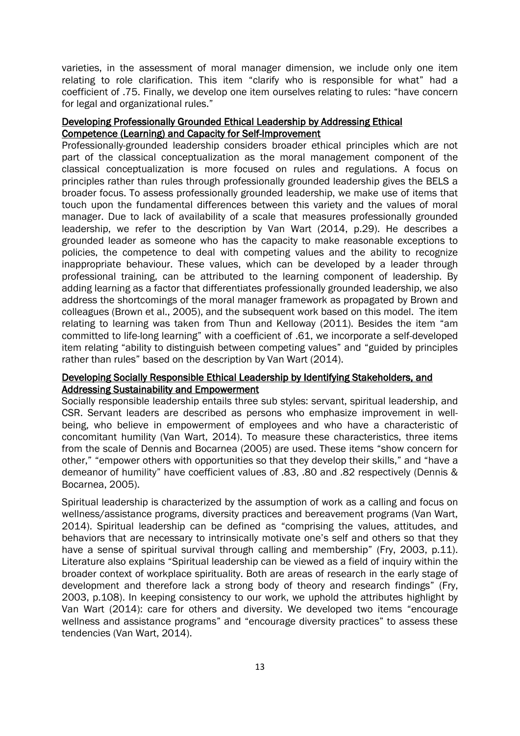varieties, in the assessment of moral manager dimension, we include only one item relating to role clarification. This item "clarify who is responsible for what" had a coefficient of .75. Finally, we develop one item ourselves relating to rules: "have concern for legal and organizational rules."

## Developing Professionally Grounded Ethical Leadership by Addressing Ethical Competence (Learning) and Capacity for Self-Improvement

Professionally-grounded leadership considers broader ethical principles which are not part of the classical conceptualization as the moral management component of the classical conceptualization is more focused on rules and regulations. A focus on principles rather than rules through professionally grounded leadership gives the BELS a broader focus. To assess professionally grounded leadership, we make use of items that touch upon the fundamental differences between this variety and the values of moral manager. Due to lack of availability of a scale that measures professionally grounded leadership, we refer to the description by Van Wart (2014, p.29). He describes a grounded leader as someone who has the capacity to make reasonable exceptions to policies, the competence to deal with competing values and the ability to recognize inappropriate behaviour. These values, which can be developed by a leader through professional training, can be attributed to the learning component of leadership. By adding learning as a factor that differentiates professionally grounded leadership, we also address the shortcomings of the moral manager framework as propagated by Brown and colleagues (Brown et al., 2005), and the subsequent work based on this model. The item relating to learning was taken from Thun and Kelloway (2011). Besides the item "am committed to life-long learning" with a coefficient of .61, we incorporate a self-developed item relating "ability to distinguish between competing values" and "guided by principles rather than rules" based on the description by Van Wart (2014).

## Developing Socially Responsible Ethical Leadership by Identifying Stakeholders, and Addressing Sustainability and Empowerment

Socially responsible leadership entails three sub styles: servant, spiritual leadership, and CSR. Servant leaders are described as persons who emphasize improvement in well-being, who believe in empowerment of employees and who have a characteristic of concomitant humility (Van Wart, 2014). To measure these characteristics, three items from the scale of Dennis and Bocarnea (2005) are used. These items "show concern for other," "empower others with opportunities so that they develop their skills," and "have a demeanor of humility" have coefficient values of .83, .80 and .82 respectively (Dennis & Bocarnea, 2005).

Spiritual leadership is characterized by the assumption of work as a calling and focus on wellness/assistance programs, diversity practices and bereavement programs (Van Wart, 2014). Spiritual leadership can be defined as "comprising the values, attitudes, and behaviors that are necessary to intrinsically motivate one's self and others so that they have a sense of spiritual survival through calling and membership" (Fry, 2003, p.11). Literature also explains "Spiritual leadership can be viewed as a field of inquiry within the broader context of workplace spirituality. Both are areas of research in the early stage of development and therefore lack a strong body of theory and research findings" (Fry, 2003, p.108). In keeping consistency to our work, we uphold the attributes highlight by Van Wart (2014): care for others and diversity. We developed two items "encourage wellness and assistance programs" and "encourage diversity practices" to assess these tendencies (Van Wart, 2014).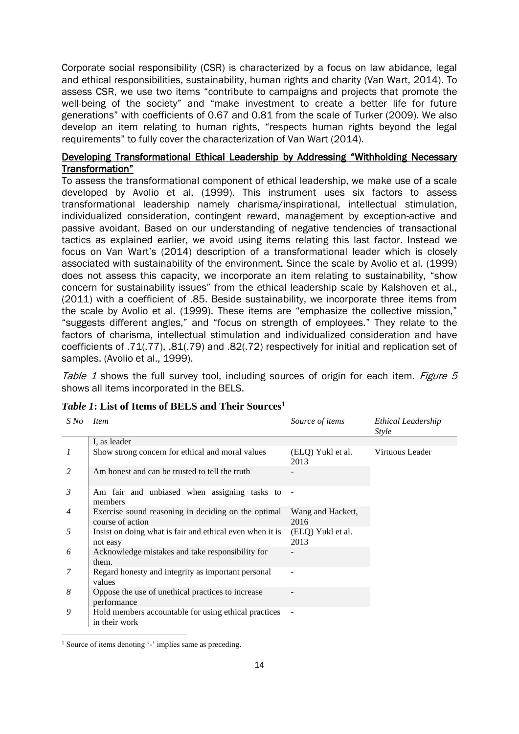Corporate social responsibility (CSR) is characterized by a focus on law abidance, legal and ethical responsibilities, sustainability, human rights and charity (Van Wart, 2014). To assess CSR, we use two items "contribute to campaigns and projects that promote the well-being of the society" and "make investment to create a better life for future generations" with coefficients of 0.67 and 0.81 from the scale of Turker (2009). We also develop an item relating to human rights, "respects human rights beyond the legal requirements" to fully cover the characterization of Van Wart (2014).

### Developing Transformational Ethical Leadership by Addressing "Withholding Necessary Transformation"

To assess the transformational component of ethical leadership, we make use of a scale developed by Avolio et al. (1999). This instrument uses six factors to assess transformational leadership namely charisma/inspirational, intellectual stimulation, individualized consideration, contingent reward, management by exception-active and passive avoidant. Based on our understanding of negative tendencies of transactional tactics as explained earlier, we avoid using items relating this last factor. Instead we focus on Van Wart's (2014) description of a transformational leader which is closely associated with sustainability of the environment. Since the scale by Avolio et al. (1999) does not assess this capacity, we incorporate an item relating to sustainability, "show concern for sustainability issues" from the ethical leadership scale by Kalshoven et al., (2011) with a coefficient of .85. Beside sustainability, we incorporate three items from the scale by Avolio et al. (1999). These items are "emphasize the collective mission," "suggests different angles," and "focus on strength of employees." They relate to the factors of charisma, intellectual stimulation and individualized consideration and have coefficients of .71(.77), .81(.79) and .82(.72) respectively for initial and replication set of samples. (Avolio et al., 1999).

*Table 1* shows the full survey tool, including sources of origin for each item. *Figure 5* shows all items incorporated in the BELS.

***Table 1*: List of Items of BELS and Their Sources**[1]

| *S No* | *Item* | *Source of items* | *Ethical Leadership Style* |
|---|---|---|---|
| | I, as leader | | |
| *1* | Show strong concern for ethical and moral values | (ELQ) Yukl et al. 2013 | Virtuous Leader |
| *2* | Am honest and can be trusted to tell the truth | - | |
| *3* | Am fair and unbiased when assigning tasks to members | - | |
| *4* | Exercise sound reasoning in deciding on the optimal course of action | Wang and Hackett, 2016 | |
| *5* | Insist on doing what is fair and ethical even when it is not easy | (ELQ) Yukl et al. 2013 | |
| *6* | Acknowledge mistakes and take responsibility for them. | - | |
| *7* | Regard honesty and integrity as important personal values | - | |
| *8* | Oppose the use of unethical practices to increase performance | - | |
| *9* | Hold members accountable for using ethical practices in their work | - | |

[1] Source of items denoting '-' implies same as preceding.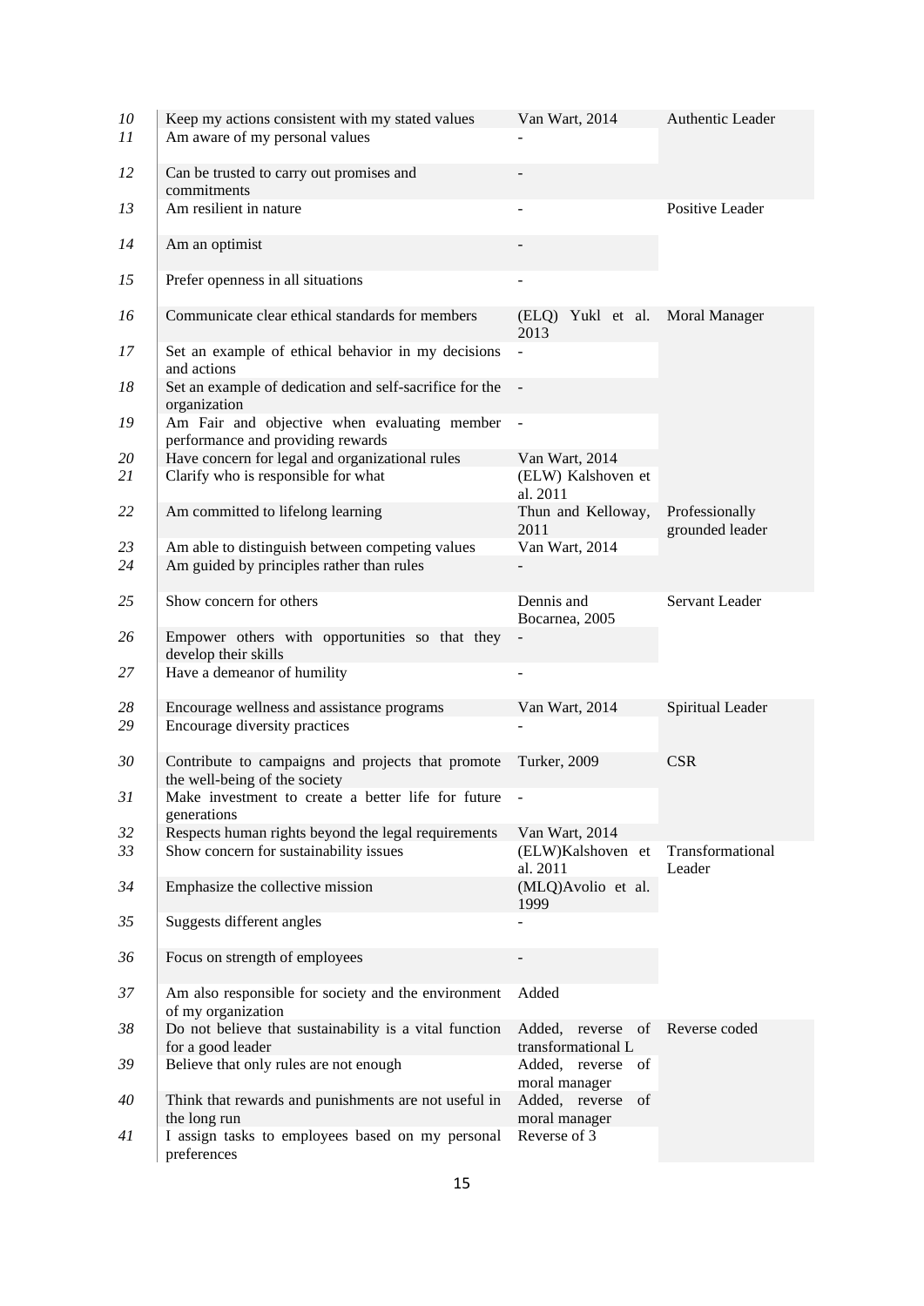| | | | |
|---|---|---|---|
| *10* | Keep my actions consistent with my stated values | Van Wart, 2014 | Authentic Leader |
| *11* | Am aware of my personal values | - | |
| *12* | Can be trusted to carry out promises and commitments | - | |
| *13* | Am resilient in nature | - | Positive Leader |
| *14* | Am an optimist | - | |
| *15* | Prefer openness in all situations | - | |
| *16* | Communicate clear ethical standards for members | (ELQ) Yukl et al. 2013 | Moral Manager |
| *17* | Set an example of ethical behavior in my decisions and actions | - | |
| *18* | Set an example of dedication and self-sacrifice for the organization | - | |
| *19* | Am Fair and objective when evaluating member performance and providing rewards | - | |
| *20* | Have concern for legal and organizational rules | Van Wart, 2014 | |
| *21* | Clarify who is responsible for what | (ELW) Kalshoven et al. 2011 | |
| *22* | Am committed to lifelong learning | Thun and Kelloway, 2011 | Professionally grounded leader |
| *23* | Am able to distinguish between competing values | Van Wart, 2014 | |
| *24* | Am guided by principles rather than rules | - | |
| *25* | Show concern for others | Dennis and Bocarnea, 2005 | Servant Leader |
| *26* | Empower others with opportunities so that they develop their skills | - | |
| *27* | Have a demeanor of humility | - | |
| *28* | Encourage wellness and assistance programs | Van Wart, 2014 | Spiritual Leader |
| *29* | Encourage diversity practices | - | |
| *30* | Contribute to campaigns and projects that promote the well-being of the society | Turker, 2009 | CSR |
| *31* | Make investment to create a better life for future generations | - | |
| *32* | Respects human rights beyond the legal requirements | Van Wart, 2014 | |
| *33* | Show concern for sustainability issues | (ELW)Kalshoven et al. 2011 | Transformational Leader |
| *34* | Emphasize the collective mission | (MLQ)Avolio et al. 1999 | |
| *35* | Suggests different angles | - | |
| *36* | Focus on strength of employees | - | |
| *37* | Am also responsible for society and the environment of my organization | Added | |
| *38* | Do not believe that sustainability is a vital function for a good leader | Added, reverse of transformational L | Reverse coded |
| *39* | Believe that only rules are not enough | Added, reverse of moral manager | |
| *40* | Think that rewards and punishments are not useful in the long run | Added, reverse of moral manager | |
| *41* | I assign tasks to employees based on my personal preferences | Reverse of 3 | |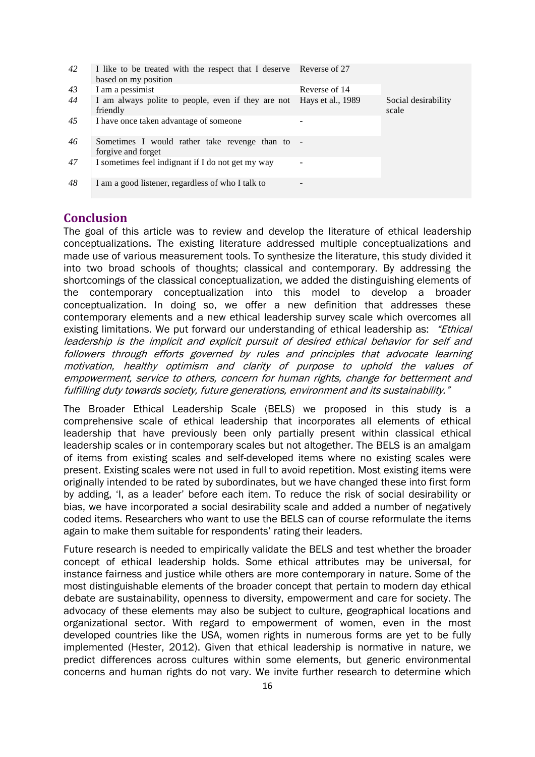| | | | |
|---|---|---|---|
| *42* | I like to be treated with the respect that I deserve based on my position | Reverse of 27 | |
| *43* | I am a pessimist | Reverse of 14 | |
| *44* | I am always polite to people, even if they are not friendly | Hays et al., 1989 | Social desirability scale |
| *45* | I have once taken advantage of someone | - | |
| *46* | Sometimes I would rather take revenge than to forgive and forget | - | |
| *47* | I sometimes feel indignant if I do not get my way | - | |
| *48* | I am a good listener, regardless of who I talk to | - | |

## Conclusion

The goal of this article was to review and develop the literature of ethical leadership conceptualizations. The existing literature addressed multiple conceptualizations and made use of various measurement tools. To synthesize the literature, this study divided it into two broad schools of thoughts; classical and contemporary. By addressing the shortcomings of the classical conceptualization, we added the distinguishing elements of the contemporary conceptualization into this model to develop a broader conceptualization. In doing so, we offer a new definition that addresses these contemporary elements and a new ethical leadership survey scale which overcomes all existing limitations. We put forward our understanding of ethical leadership as: *"Ethical leadership is the implicit and explicit pursuit of desired ethical behavior for self and followers through efforts governed by rules and principles that advocate learning motivation, healthy optimism and clarity of purpose to uphold the values of empowerment, service to others, concern for human rights, change for betterment and fulfilling duty towards society, future generations, environment and its sustainability."*

The Broader Ethical Leadership Scale (BELS) we proposed in this study is a comprehensive scale of ethical leadership that incorporates all elements of ethical leadership that have previously been only partially present within classical ethical leadership scales or in contemporary scales but not altogether. The BELS is an amalgam of items from existing scales and self-developed items where no existing scales were present. Existing scales were not used in full to avoid repetition. Most existing items were originally intended to be rated by subordinates, but we have changed these into first form by adding, 'I, as a leader' before each item. To reduce the risk of social desirability or bias, we have incorporated a social desirability scale and added a number of negatively coded items. Researchers who want to use the BELS can of course reformulate the items again to make them suitable for respondents' rating their leaders.

Future research is needed to empirically validate the BELS and test whether the broader concept of ethical leadership holds. Some ethical attributes may be universal, for instance fairness and justice while others are more contemporary in nature. Some of the most distinguishable elements of the broader concept that pertain to modern day ethical debate are sustainability, openness to diversity, empowerment and care for society. The advocacy of these elements may also be subject to culture, geographical locations and organizational sector. With regard to empowerment of women, even in the most developed countries like the USA, women rights in numerous forms are yet to be fully implemented (Hester, 2012). Given that ethical leadership is normative in nature, we predict differences across cultures within some elements, but generic environmental concerns and human rights do not vary. We invite further research to determine which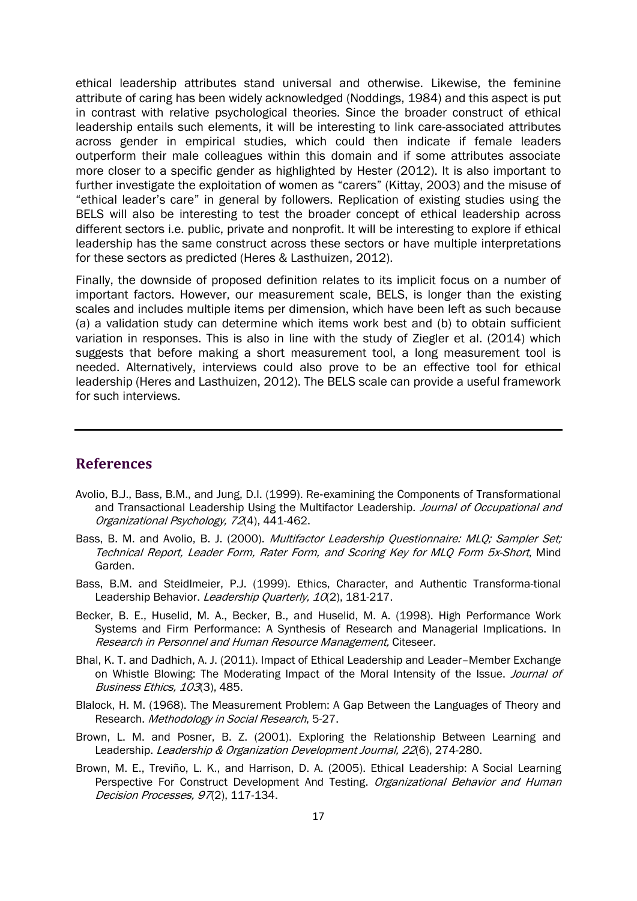ethical leadership attributes stand universal and otherwise. Likewise, the feminine attribute of caring has been widely acknowledged (Noddings, 1984) and this aspect is put in contrast with relative psychological theories. Since the broader construct of ethical leadership entails such elements, it will be interesting to link care-associated attributes across gender in empirical studies, which could then indicate if female leaders outperform their male colleagues within this domain and if some attributes associate more closer to a specific gender as highlighted by Hester (2012). It is also important to further investigate the exploitation of women as "carers" (Kittay, 2003) and the misuse of "ethical leader's care" in general by followers. Replication of existing studies using the BELS will also be interesting to test the broader concept of ethical leadership across different sectors i.e. public, private and nonprofit. It will be interesting to explore if ethical leadership has the same construct across these sectors or have multiple interpretations for these sectors as predicted (Heres & Lasthuizen, 2012).

Finally, the downside of proposed definition relates to its implicit focus on a number of important factors. However, our measurement scale, BELS, is longer than the existing scales and includes multiple items per dimension, which have been left as such because (a) a validation study can determine which items work best and (b) to obtain sufficient variation in responses. This is also in line with the study of Ziegler et al. (2014) which suggests that before making a short measurement tool, a long measurement tool is needed. Alternatively, interviews could also prove to be an effective tool for ethical leadership (Heres and Lasthuizen, 2012). The BELS scale can provide a useful framework for such interviews.

---

## References

Avolio, B.J., Bass, B.M., and Jung, D.I. (1999). Re-examining the Components of Transformational and Transactional Leadership Using the Multifactor Leadership. *Journal of Occupational and Organizational Psychology, 72*(4), 441-462.

Bass, B. M. and Avolio, B. J. (2000). *Multifactor Leadership Questionnaire: MLQ; Sampler Set; Technical Report, Leader Form, Rater Form, and Scoring Key for MLQ Form 5x-Short*, Mind Garden.

Bass, B.M. and Steidlmeier, P.J. (1999). Ethics, Character, and Authentic Transforma-tional Leadership Behavior. *Leadership Quarterly, 10*(2), 181-217.

Becker, B. E., Huselid, M. A., Becker, B., and Huselid, M. A. (1998). High Performance Work Systems and Firm Performance: A Synthesis of Research and Managerial Implications. In *Research in Personnel and Human Resource Management,* Citeseer.

Bhal, K. T. and Dadhich, A. J. (2011). Impact of Ethical Leadership and Leader–Member Exchange on Whistle Blowing: The Moderating Impact of the Moral Intensity of the Issue. *Journal of Business Ethics, 103*(3), 485.

Blalock, H. M. (1968). The Measurement Problem: A Gap Between the Languages of Theory and Research. *Methodology in Social Research*, 5-27.

Brown, L. M. and Posner, B. Z. (2001). Exploring the Relationship Between Learning and Leadership. *Leadership & Organization Development Journal, 22*(6), 274-280.

Brown, M. E., Treviño, L. K., and Harrison, D. A. (2005). Ethical Leadership: A Social Learning Perspective For Construct Development And Testing. *Organizational Behavior and Human Decision Processes, 97*(2), 117-134.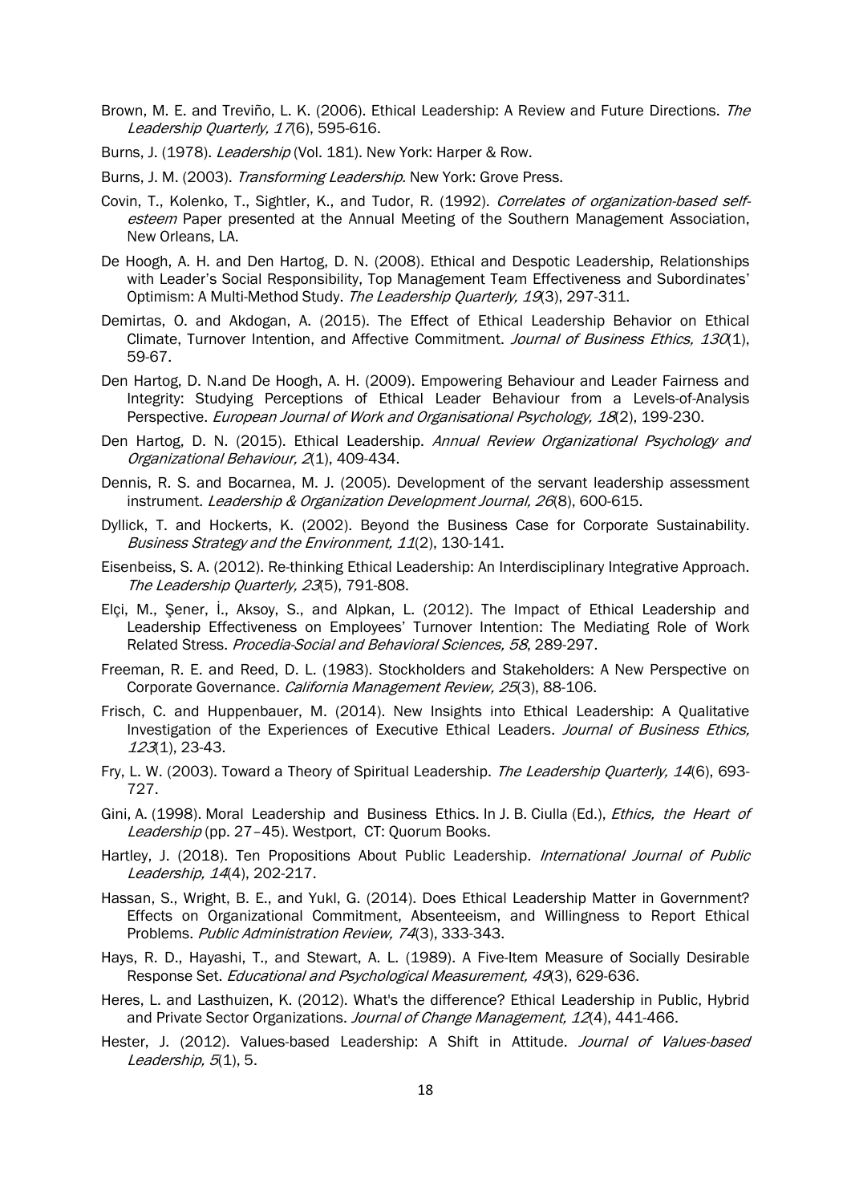Brown, M. E. and Treviño, L. K. (2006). Ethical Leadership: A Review and Future Directions. *The Leadership Quarterly, 17*(6), 595-616.

Burns, J. (1978). *Leadership* (Vol. 181). New York: Harper & Row.

Burns, J. M. (2003). *Transforming Leadership*. New York: Grove Press.

Covin, T., Kolenko, T., Sightler, K., and Tudor, R. (1992). *Correlates of organization-based self-esteem* Paper presented at the Annual Meeting of the Southern Management Association, New Orleans, LA.

De Hoogh, A. H. and Den Hartog, D. N. (2008). Ethical and Despotic Leadership, Relationships with Leader's Social Responsibility, Top Management Team Effectiveness and Subordinates' Optimism: A Multi-Method Study. *The Leadership Quarterly, 19*(3), 297-311.

Demirtas, O. and Akdogan, A. (2015). The Effect of Ethical Leadership Behavior on Ethical Climate, Turnover Intention, and Affective Commitment. *Journal of Business Ethics, 130*(1), 59-67.

Den Hartog, D. N.and De Hoogh, A. H. (2009). Empowering Behaviour and Leader Fairness and Integrity: Studying Perceptions of Ethical Leader Behaviour from a Levels-of-Analysis Perspective. *European Journal of Work and Organisational Psychology, 18*(2), 199-230.

Den Hartog, D. N. (2015). Ethical Leadership. *Annual Review Organizational Psychology and Organizational Behaviour, 2*(1), 409-434.

Dennis, R. S. and Bocarnea, M. J. (2005). Development of the servant leadership assessment instrument. *Leadership & Organization Development Journal, 26*(8), 600-615.

Dyllick, T. and Hockerts, K. (2002). Beyond the Business Case for Corporate Sustainability. *Business Strategy and the Environment, 11*(2), 130-141.

Eisenbeiss, S. A. (2012). Re-thinking Ethical Leadership: An Interdisciplinary Integrative Approach. *The Leadership Quarterly, 23*(5), 791-808.

Elçi, M., Şener, İ., Aksoy, S., and Alpkan, L. (2012). The Impact of Ethical Leadership and Leadership Effectiveness on Employees' Turnover Intention: The Mediating Role of Work Related Stress. *Procedia-Social and Behavioral Sciences, 58*, 289-297.

Freeman, R. E. and Reed, D. L. (1983). Stockholders and Stakeholders: A New Perspective on Corporate Governance. *California Management Review, 25*(3), 88-106.

Frisch, C. and Huppenbauer, M. (2014). New Insights into Ethical Leadership: A Qualitative Investigation of the Experiences of Executive Ethical Leaders. *Journal of Business Ethics, 123*(1), 23-43.

Fry, L. W. (2003). Toward a Theory of Spiritual Leadership. *The Leadership Quarterly, 14*(6), 693-727.

Gini, A. (1998). Moral Leadership and Business Ethics. In J. B. Ciulla (Ed.), *Ethics, the Heart of Leadership* (pp. 27–45). Westport, CT: Quorum Books.

Hartley, J. (2018). Ten Propositions About Public Leadership. *International Journal of Public Leadership, 14*(4), 202-217.

Hassan, S., Wright, B. E., and Yukl, G. (2014). Does Ethical Leadership Matter in Government? Effects on Organizational Commitment, Absenteeism, and Willingness to Report Ethical Problems. *Public Administration Review, 74*(3), 333-343.

Hays, R. D., Hayashi, T., and Stewart, A. L. (1989). A Five-Item Measure of Socially Desirable Response Set. *Educational and Psychological Measurement, 49*(3), 629-636.

Heres, L. and Lasthuizen, K. (2012). What's the difference? Ethical Leadership in Public, Hybrid and Private Sector Organizations. *Journal of Change Management, 12*(4), 441-466.

Hester, J. (2012). Values-based Leadership: A Shift in Attitude. *Journal of Values-based Leadership, 5*(1), 5.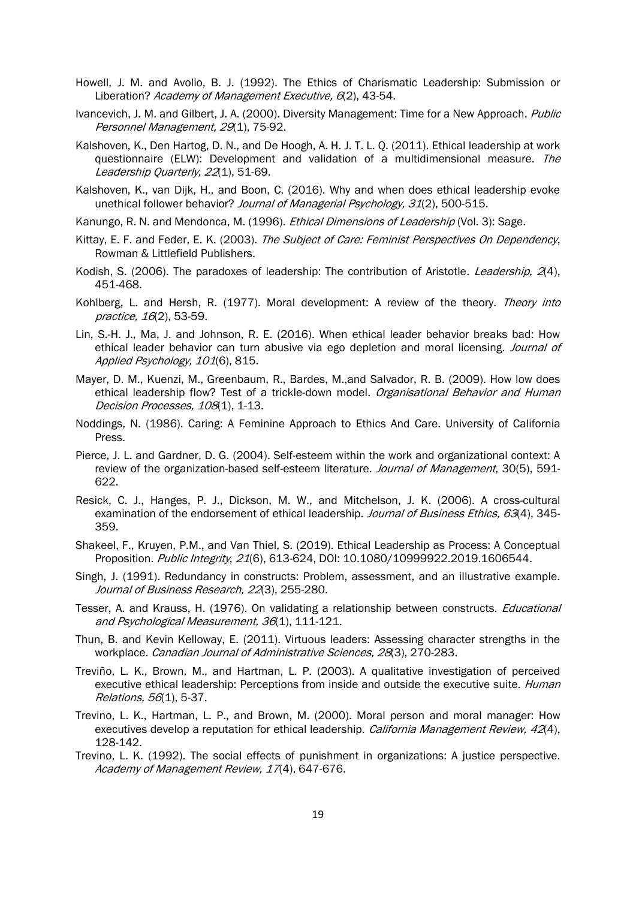Howell, J. M. and Avolio, B. J. (1992). The Ethics of Charismatic Leadership: Submission or Liberation? *Academy of Management Executive, 6*(2), 43-54.

Ivancevich, J. M. and Gilbert, J. A. (2000). Diversity Management: Time for a New Approach. *Public Personnel Management, 29*(1), 75-92.

Kalshoven, K., Den Hartog, D. N., and De Hoogh, A. H. J. T. L. Q. (2011). Ethical leadership at work questionnaire (ELW): Development and validation of a multidimensional measure. *The Leadership Quarterly, 22*(1), 51-69.

Kalshoven, K., van Dijk, H., and Boon, C. (2016). Why and when does ethical leadership evoke unethical follower behavior? *Journal of Managerial Psychology, 31*(2), 500-515.

Kanungo, R. N. and Mendonca, M. (1996). *Ethical Dimensions of Leadership* (Vol. 3): Sage.

Kittay, E. F. and Feder, E. K. (2003). *The Subject of Care: Feminist Perspectives On Dependency*, Rowman & Littlefield Publishers.

Kodish, S. (2006). The paradoxes of leadership: The contribution of Aristotle. *Leadership, 2*(4), 451-468.

Kohlberg, L. and Hersh, R. (1977). Moral development: A review of the theory. *Theory into practice, 16*(2), 53-59.

Lin, S.-H. J., Ma, J. and Johnson, R. E. (2016). When ethical leader behavior breaks bad: How ethical leader behavior can turn abusive via ego depletion and moral licensing. *Journal of Applied Psychology, 101*(6), 815.

Mayer, D. M., Kuenzi, M., Greenbaum, R., Bardes, M.,and Salvador, R. B. (2009). How low does ethical leadership flow? Test of a trickle-down model. *Organisational Behavior and Human Decision Processes, 108*(1), 1-13.

Noddings, N. (1986). Caring: A Feminine Approach to Ethics And Care. University of California Press.

Pierce, J. L. and Gardner, D. G. (2004). Self-esteem within the work and organizational context: A review of the organization-based self-esteem literature. *Journal of Management*, 30(5), 591-622.

Resick, C. J., Hanges, P. J., Dickson, M. W., and Mitchelson, J. K. (2006). A cross-cultural examination of the endorsement of ethical leadership. *Journal of Business Ethics, 63*(4), 345-359.

Shakeel, F., Kruyen, P.M., and Van Thiel, S. (2019). Ethical Leadership as Process: A Conceptual Proposition. *Public Integrity*, *21*(6), 613-624, DOI: 10.1080/10999922.2019.1606544.

Singh, J. (1991). Redundancy in constructs: Problem, assessment, and an illustrative example. *Journal of Business Research, 22*(3), 255-280.

Tesser, A. and Krauss, H. (1976). On validating a relationship between constructs. *Educational and Psychological Measurement, 36*(1), 111-121.

Thun, B. and Kevin Kelloway, E. (2011). Virtuous leaders: Assessing character strengths in the workplace. *Canadian Journal of Administrative Sciences, 28*(3), 270-283.

Treviño, L. K., Brown, M., and Hartman, L. P. (2003). A qualitative investigation of perceived executive ethical leadership: Perceptions from inside and outside the executive suite. *Human Relations, 56*(1), 5-37.

Trevino, L. K., Hartman, L. P., and Brown, M. (2000). Moral person and moral manager: How executives develop a reputation for ethical leadership. *California Management Review, 42*(4), 128-142.

Trevino, L. K. (1992). The social effects of punishment in organizations: A justice perspective. *Academy of Management Review, 17*(4), 647-676.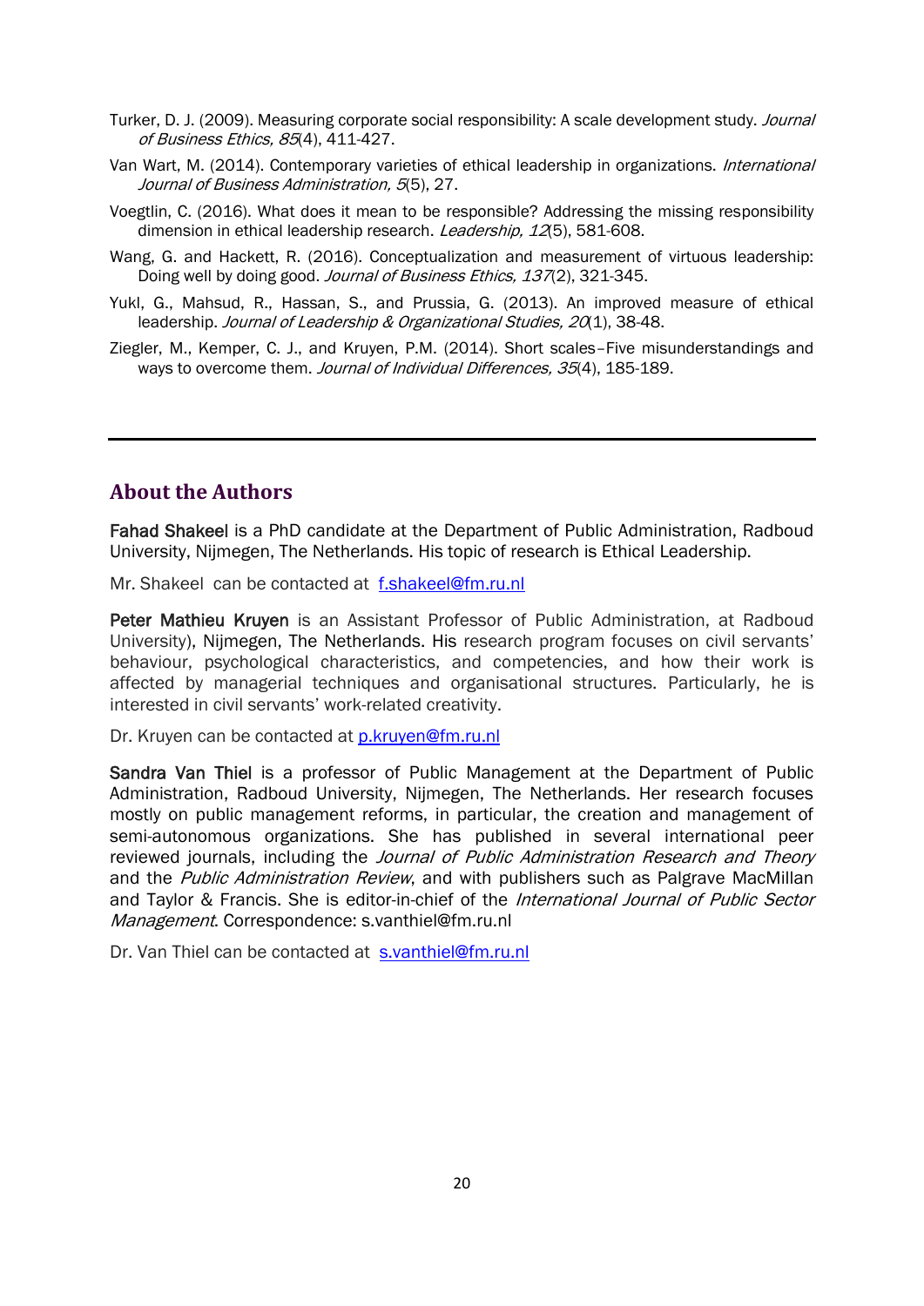Turker, D. J. (2009). Measuring corporate social responsibility: A scale development study. *Journal of Business Ethics, 85*(4), 411-427.

Van Wart, M. (2014). Contemporary varieties of ethical leadership in organizations. *International Journal of Business Administration, 5*(5), 27.

Voegtlin, C. (2016). What does it mean to be responsible? Addressing the missing responsibility dimension in ethical leadership research. *Leadership, 12*(5), 581-608.

Wang, G. and Hackett, R. (2016). Conceptualization and measurement of virtuous leadership: Doing well by doing good. *Journal of Business Ethics, 137*(2), 321-345.

Yukl, G., Mahsud, R., Hassan, S., and Prussia, G. (2013). An improved measure of ethical leadership. *Journal of Leadership & Organizational Studies, 20*(1), 38-48.

Ziegler, M., Kemper, C. J., and Kruyen, P.M. (2014). Short scales–Five misunderstandings and ways to overcome them. *Journal of Individual Differences, 35*(4), 185-189.

---

## About the Authors

**Fahad Shakeel** is a PhD candidate at the Department of Public Administration, Radboud University, Nijmegen, The Netherlands. His topic of research is Ethical Leadership.

Mr. Shakeel can be contacted at f.shakeel@fm.ru.nl

**Peter Mathieu Kruyen** is an Assistant Professor of Public Administration, at Radboud University), Nijmegen, The Netherlands. His research program focuses on civil servants' behaviour, psychological characteristics, and competencies, and how their work is affected by managerial techniques and organisational structures. Particularly, he is interested in civil servants' work-related creativity.

Dr. Kruyen can be contacted at p.kruyen@fm.ru.nl

**Sandra Van Thiel** is a professor of Public Management at the Department of Public Administration, Radboud University, Nijmegen, The Netherlands. Her research focuses mostly on public management reforms, in particular, the creation and management of semi-autonomous organizations. She has published in several international peer reviewed journals, including the *Journal of Public Administration Research and Theory* and the *Public Administration Review*, and with publishers such as Palgrave MacMillan and Taylor & Francis. She is editor-in-chief of the *International Journal of Public Sector Management*. Correspondence: s.vanthiel@fm.ru.nl

Dr. Van Thiel can be contacted at s.vanthiel@fm.ru.nl